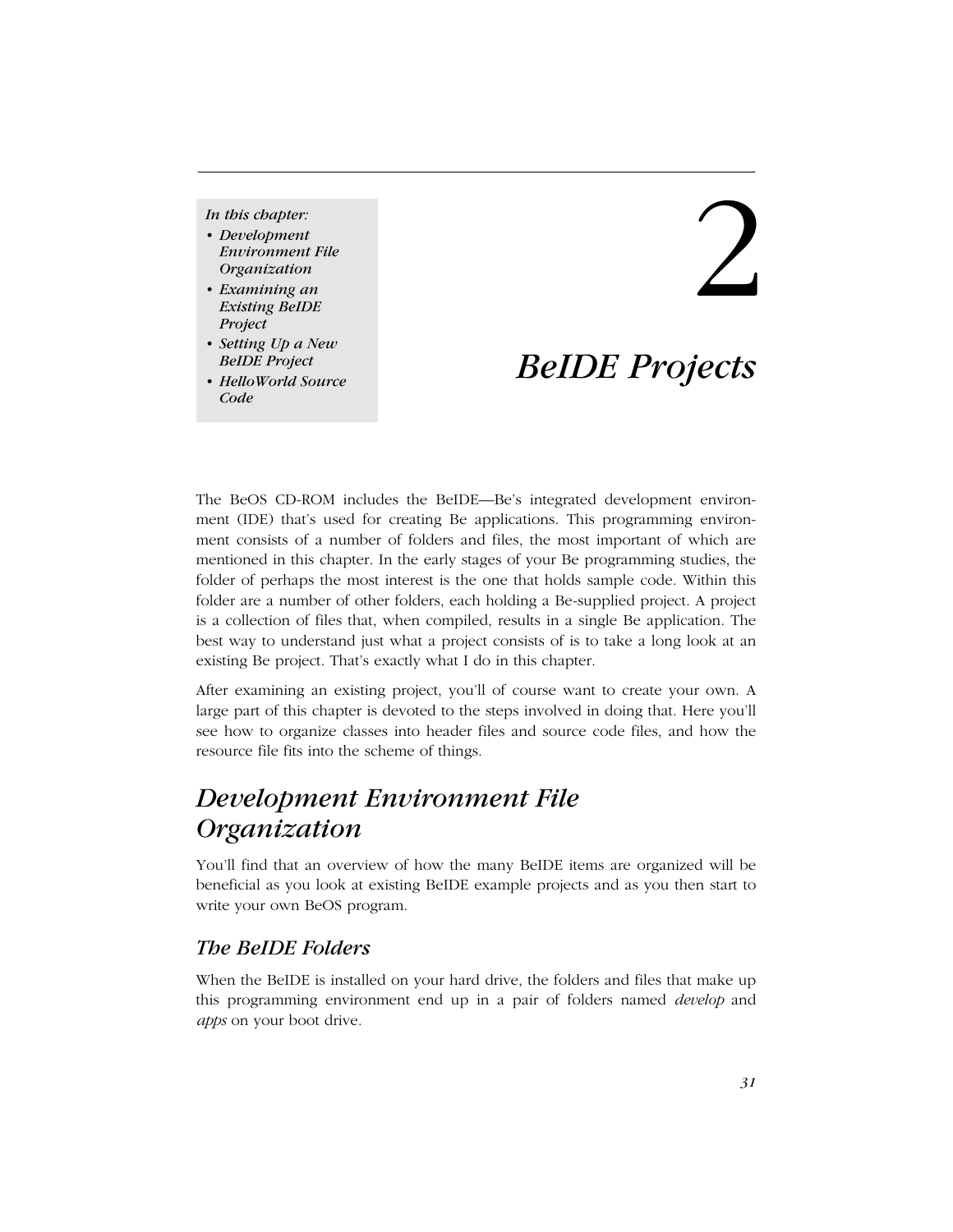*In this chapter:*

- *Development Environment File Organization*
- *Examining an Existing BeIDE Project*
- *Setting Up a New BeIDE Project*
- *HelloWorld Source Code*

# 2 BeIDE Projects

The BeOS CD-ROM includes the BeIDE—Be's integrated development environment (IDE) that's used for creating Be applications. This programming environment consists of a number of folders and files, the most important of which are mentioned in this chapter. In the early stages of your Be programming studies, the folder of perhaps the most interest is the one that holds sample code. Within this folder are a number of other folders, each holding a Be-supplied project. A project is a collection of files that, when compiled, results in a single Be application. The best way to understand just what a project consists of is to take a long look at an existing Be project. That's exactly what I do in this chapter.

After examining an existing project, you'll of course want to create your own. A large part of this chapter is devoted to the steps involved in doing that. Here you'll see how to organize classes into header files and source code files, and how the resource file fits into the scheme of things.

## Development Environment File Organization

You'll find that an overview of how the many BeIDE items are organized will be beneficial as you look at existing BeIDE example projects and as you then start to write your own BeOS program.

### The BeIDE Folders

When the BeIDE is installed on your hard drive, the folders and files that make up this programming environment end up in a pair of folders named *develop* and *apps* on your boot drive.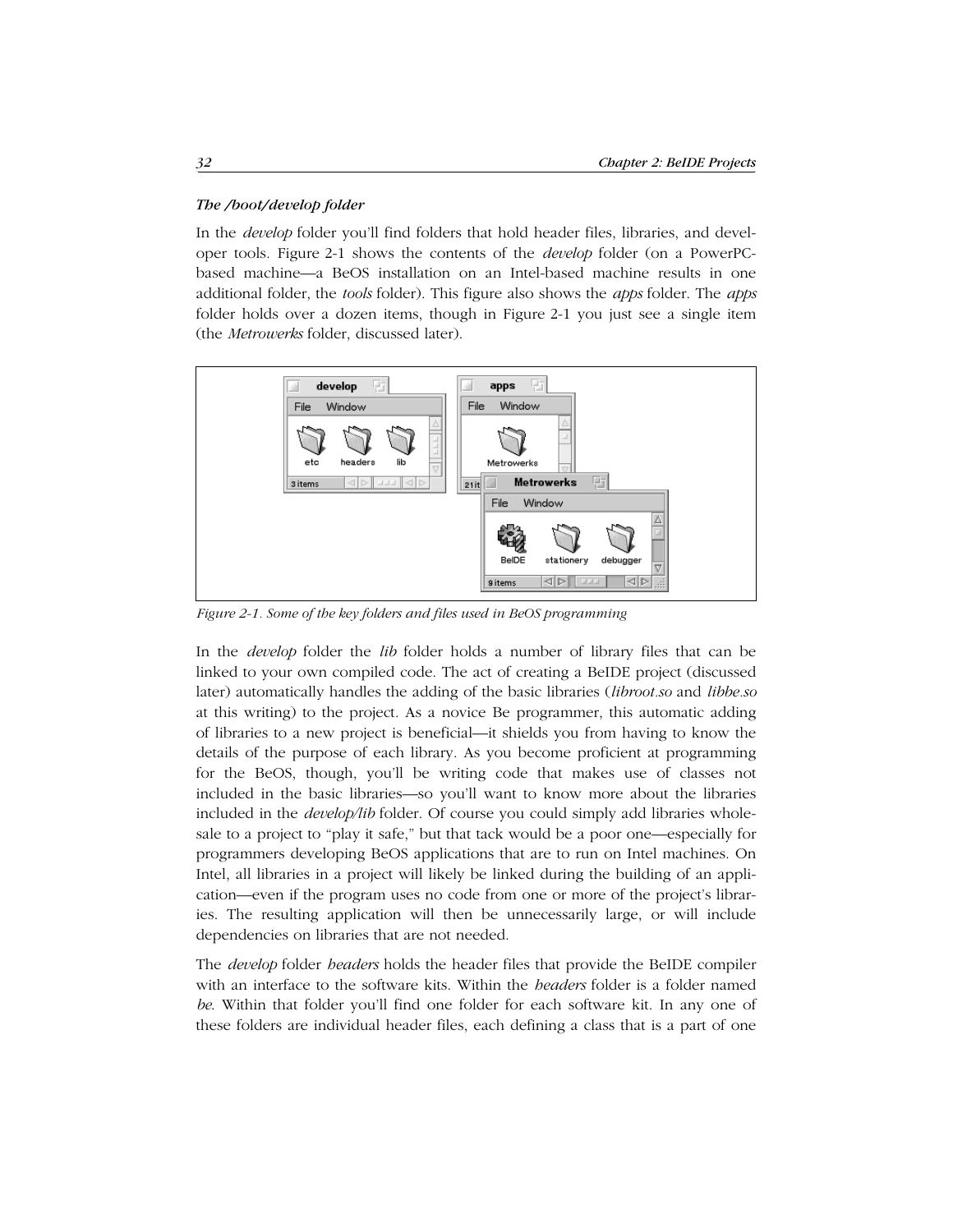### *The /boot/develop folder*

In the *develop* folder you'll find folders that hold header files, libraries, and developer tools. Figure 2-1 shows the contents of the *develop* folder (on a PowerPC-based machine—a BeOS installation on an Intel-based machine results in one additional folder, the *tools* folder). This figure also shows the *apps* folder. The *apps* folder holds over a dozen items, though in Figure 2-1 you just see a single item (the *Metrowerks* folder, discussed later).

*Figure 2-1. Some of the key folders and files used in BeOS programming*

In the *develop* folder the *lib* folder holds a number of library files that can be linked to your own compiled code. The act of creating a BeIDE project (discussed later) automatically handles the adding of the basic libraries (*libroot.so* and *libbe.so* at this writing) to the project. As a novice Be programmer, this automatic adding of libraries to a new project is beneficial—it shields you from having to know the details of the purpose of each library. As you become proficient at programming for the BeOS, though, you'll be writing code that makes use of classes not included in the basic libraries—so you'll want to know more about the libraries included in the *develop/lib* folder. Of course you could simply add libraries wholesale to a project to "play it safe," but that tack would be a poor one—especially for programmers developing BeOS applications that are to run on Intel machines. On Intel, all libraries in a project will likely be linked during the building of an application—even if the program uses no code from one or more of the project's libraries. The resulting application will then be unnecessarily large, or will include dependencies on libraries that are not needed.

The *develop* folder *headers* holds the header files that provide the BeIDE compiler with an interface to the software kits. Within the *headers* folder is a folder named *be*. Within that folder you'll find one folder for each software kit. In any one of these folders are individual header files, each defining a class that is a part of one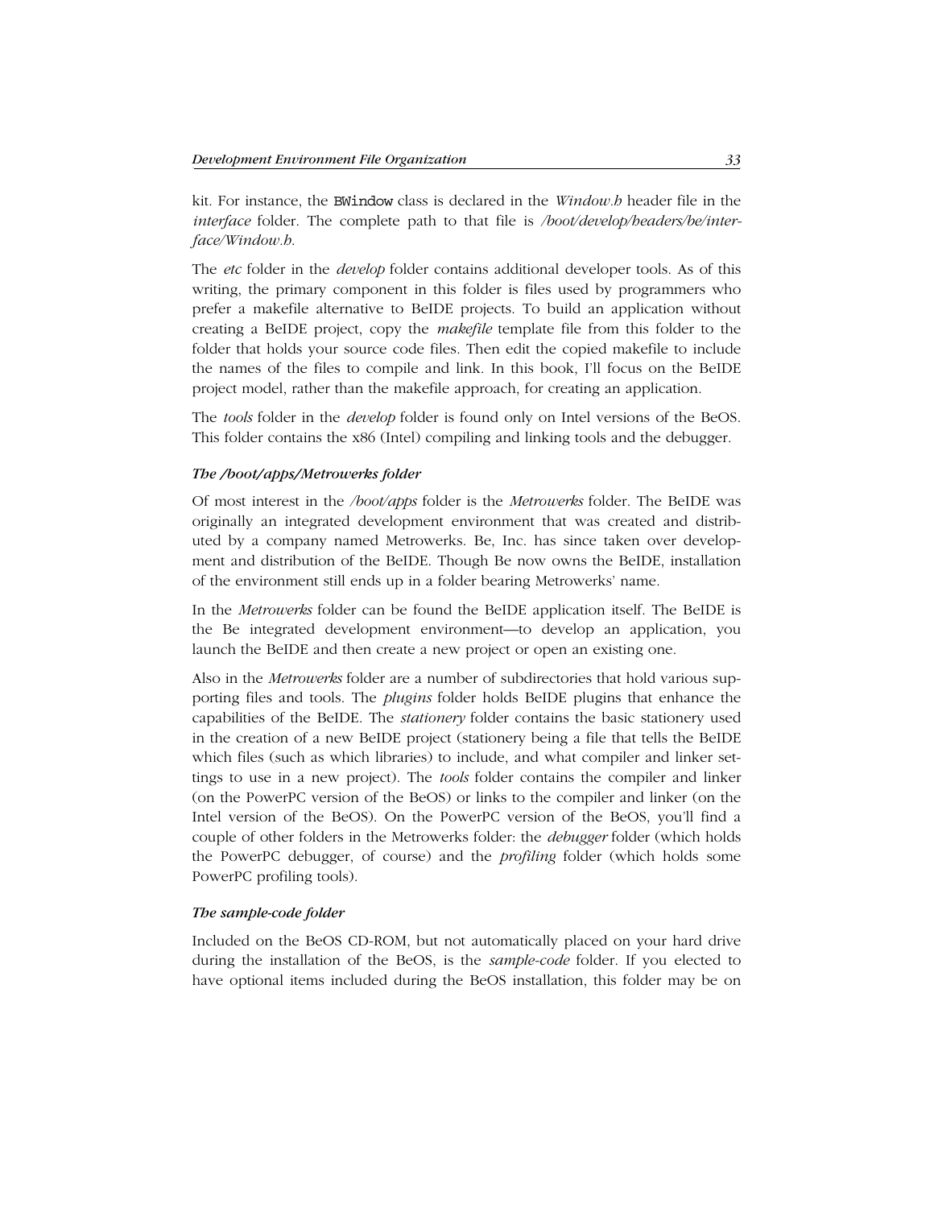kit. For instance, the BWindow class is declared in the *Window.h* header file in the *interface* folder. The complete path to that file is */boot/develop/headers/be/interface/Window.h*.

The *etc* folder in the *develop* folder contains additional developer tools. As of this writing, the primary component in this folder is files used by programmers who prefer a makefile alternative to BeIDE projects. To build an application without creating a BeIDE project, copy the *makefile* template file from this folder to the folder that holds your source code files. Then edit the copied makefile to include the names of the files to compile and link. In this book, I'll focus on the BeIDE project model, rather than the makefile approach, for creating an application.

The *tools* folder in the *develop* folder is found only on Intel versions of the BeOS. This folder contains the x86 (Intel) compiling and linking tools and the debugger.

#### *The /boot/apps/Metrowerks folder*

Of most interest in the */boot/apps* folder is the *Metrowerks* folder. The BeIDE was originally an integrated development environment that was created and distributed by a company named Metrowerks. Be, Inc. has since taken over development and distribution of the BeIDE. Though Be now owns the BeIDE, installation of the environment still ends up in a folder bearing Metrowerks' name.

In the *Metrowerks* folder can be found the BeIDE application itself. The BeIDE is the Be integrated development environment—to develop an application, you launch the BeIDE and then create a new project or open an existing one.

Also in the *Metrowerks* folder are a number of subdirectories that hold various supporting files and tools. The *plugins* folder holds BeIDE plugins that enhance the capabilities of the BeIDE. The *stationery* folder contains the basic stationery used in the creation of a new BeIDE project (stationery being a file that tells the BeIDE which files (such as which libraries) to include, and what compiler and linker settings to use in a new project). The *tools* folder contains the compiler and linker (on the PowerPC version of the BeOS) or links to the compiler and linker (on the Intel version of the BeOS). On the PowerPC version of the BeOS, you'll find a couple of other folders in the Metrowerks folder: the *debugger* folder (which holds the PowerPC debugger, of course) and the *profiling* folder (which holds some PowerPC profiling tools).

#### *The sample-code folder*

Included on the BeOS CD-ROM, but not automatically placed on your hard drive during the installation of the BeOS, is the *sample-code* folder. If you elected to have optional items included during the BeOS installation, this folder may be on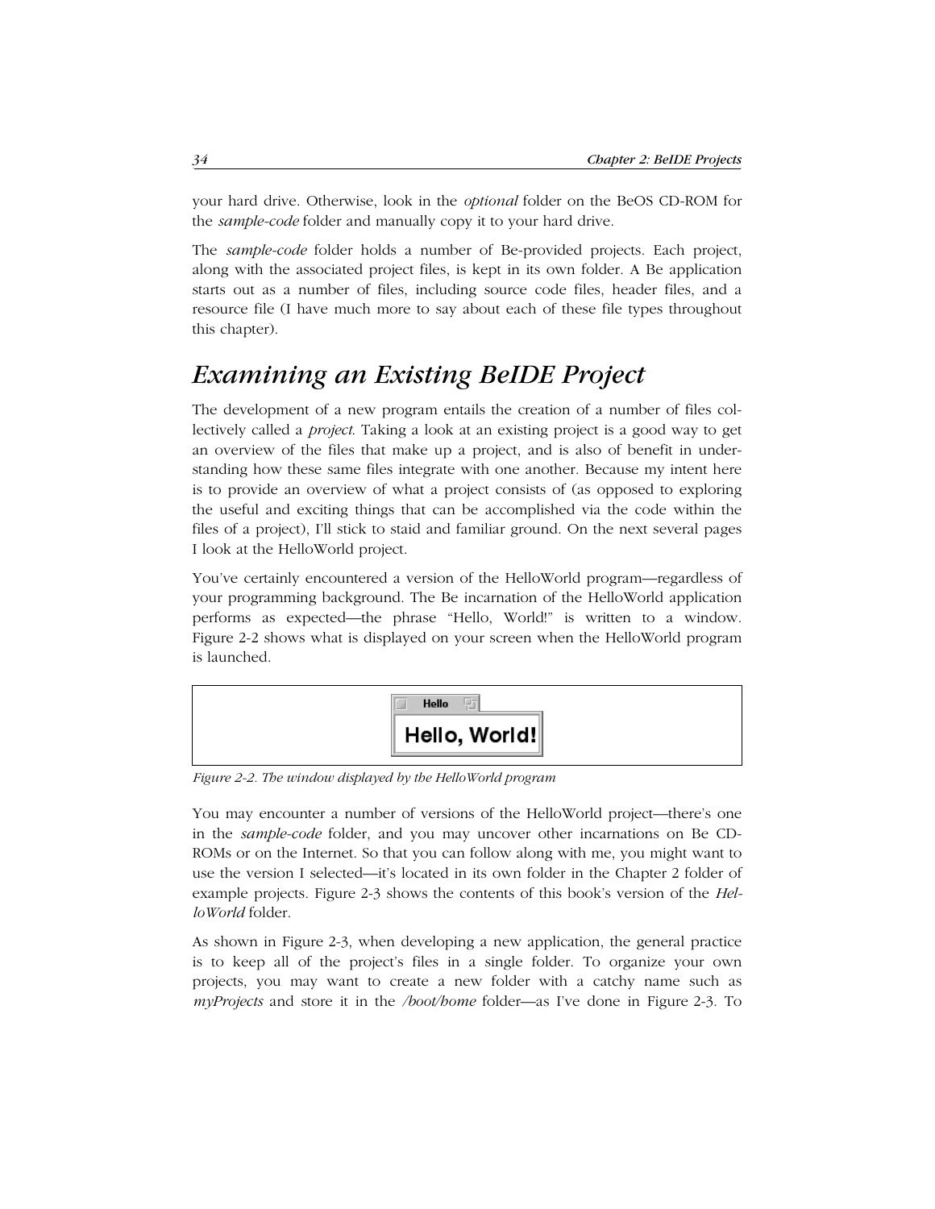your hard drive. Otherwise, look in the *optional* folder on the BeOS CD-ROM for the *sample-code* folder and manually copy it to your hard drive.

The *sample-code* folder holds a number of Be-provided projects. Each project, along with the associated project files, is kept in its own folder. A Be application starts out as a number of files, including source code files, header files, and a resource file (I have much more to say about each of these file types throughout this chapter).

# *Examining an Existing BeIDE Project*

The development of a new program entails the creation of a number of files collectively called a *project*. Taking a look at an existing project is a good way to get an overview of the files that make up a project, and is also of benefit in understanding how these same files integrate with one another. Because my intent here is to provide an overview of what a project consists of (as opposed to exploring the useful and exciting things that can be accomplished via the code within the files of a project), I'll stick to staid and familiar ground. On the next several pages I look at the HelloWorld project.

You've certainly encountered a version of the HelloWorld program—regardless of your programming background. The Be incarnation of the HelloWorld application performs as expected—the phrase "Hello, World!" is written to a window. Figure 2-2 shows what is displayed on your screen when the HelloWorld program is launched.

Hello

Hello, World!

*Figure 2-2. The window displayed by the HelloWorld program*

You may encounter a number of versions of the HelloWorld project—there's one in the *sample-code* folder, and you may uncover other incarnations on Be CD-ROMs or on the Internet. So that you can follow along with me, you might want to use the version I selected—it's located in its own folder in the Chapter 2 folder of example projects. Figure 2-3 shows the contents of this book's version of the *HelloWorld* folder.

As shown in Figure 2-3, when developing a new application, the general practice is to keep all of the project's files in a single folder. To organize your own projects, you may want to create a new folder with a catchy name such as *myProjects* and store it in the */boot/home* folder—as I've done in Figure 2-3. To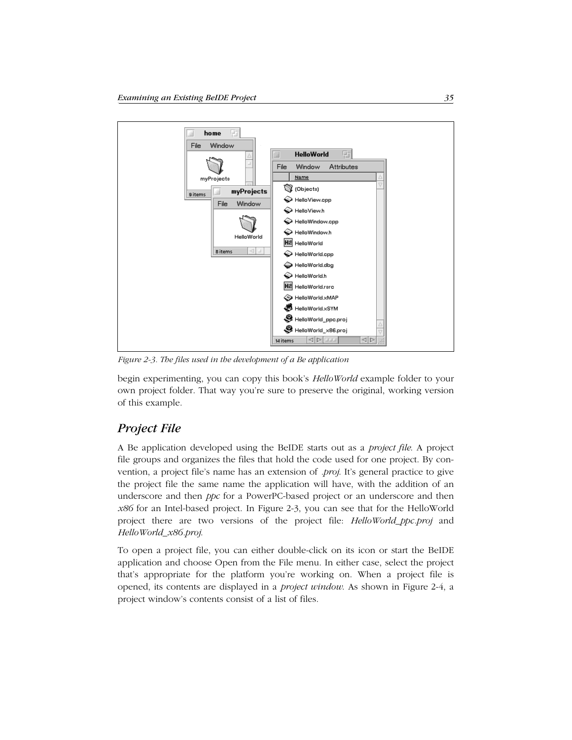Figure 2-3. The files used in the development of a Be application

begin experimenting, you can copy this book's *HelloWorld* example folder to your own project folder. That way you're sure to preserve the original, working version of this example.

## *Project File*

A Be application developed using the BeIDE starts out as a *project file*. A project file groups and organizes the files that hold the code used for one project. By convention, a project file's name has an extension of *.proj*. It's general practice to give the project file the same name the application will have, with the addition of an underscore and then *ppc* for a PowerPC-based project or an underscore and then *x86* for an Intel-based project. In Figure 2-3, you can see that for the HelloWorld project there are two versions of the project file: *HelloWorld_ppc.proj* and *HelloWorld_x86.proj*.

To open a project file, you can either double-click on its icon or start the BeIDE application and choose Open from the File menu. In either case, select the project that's appropriate for the platform you're working on. When a project file is opened, its contents are displayed in a *project window*. As shown in Figure 2-4, a project window's contents consist of a list of files.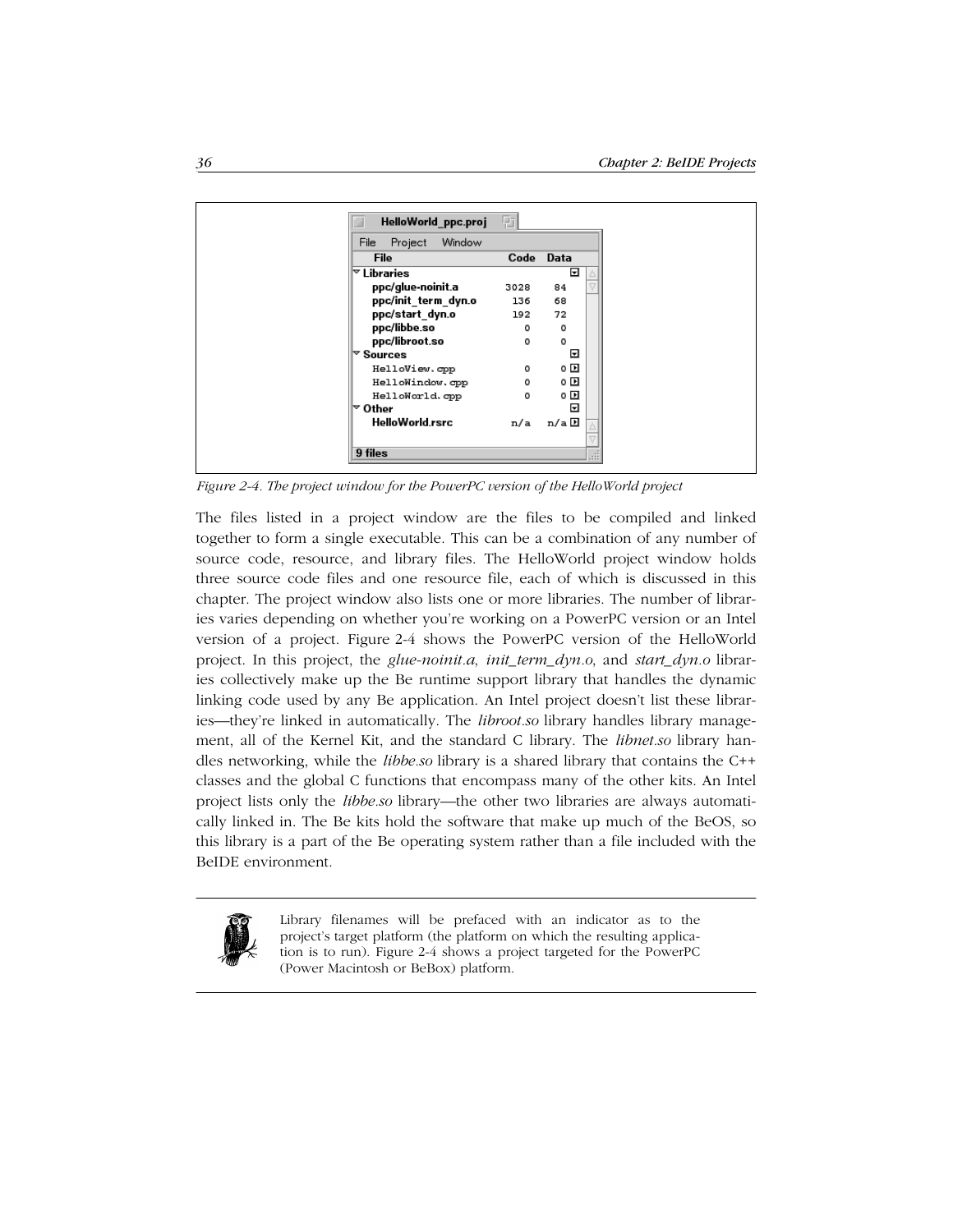| File | Code | Data |
|---|---|---|
| Libraries | | |
| ppc/glue-noinit.a | 3028 | 84 |
| ppc/init_term_dyn.o | 136 | 68 |
| ppc/start_dyn.o | 192 | 72 |
| ppc/libbe.so | 0 | 0 |
| ppc/libroot.so | 0 | 0 |
| Sources | | |
| HelloView.cpp | 0 | 0 |
| HelloWindow.cpp | 0 | 0 |
| HelloWorld.cpp | 0 | 0 |
| Other | | |
| HelloWorld.rsrc | n/a | n/a |

*Figure 2-4. The project window for the PowerPC version of the HelloWorld project*

The files listed in a project window are the files to be compiled and linked together to form a single executable. This can be a combination of any number of source code, resource, and library files. The HelloWorld project window holds three source code files and one resource file, each of which is discussed in this chapter. The project window also lists one or more libraries. The number of libraries varies depending on whether you're working on a PowerPC version or an Intel version of a project. Figure 2-4 shows the PowerPC version of the HelloWorld project. In this project, the *glue-noinit.a*, *init_term_dyn.o*, and *start_dyn.o* libraries collectively make up the Be runtime support library that handles the dynamic linking code used by any Be application. An Intel project doesn't list these libraries—they're linked in automatically. The *libroot.so* library handles library management, all of the Kernel Kit, and the standard C library. The *libnet.so* library handles networking, while the *libbe.so* library is a shared library that contains the C++ classes and the global C functions that encompass many of the other kits. An Intel project lists only the *libbe.so* library—the other two libraries are always automatically linked in. The Be kits hold the software that make up much of the BeOS, so this library is a part of the Be operating system rather than a file included with the BeIDE environment.

> Library filenames will be prefaced with an indicator as to the project's target platform (the platform on which the resulting application is to run). Figure 2-4 shows a project targeted for the PowerPC (Power Macintosh or BeBox) platform.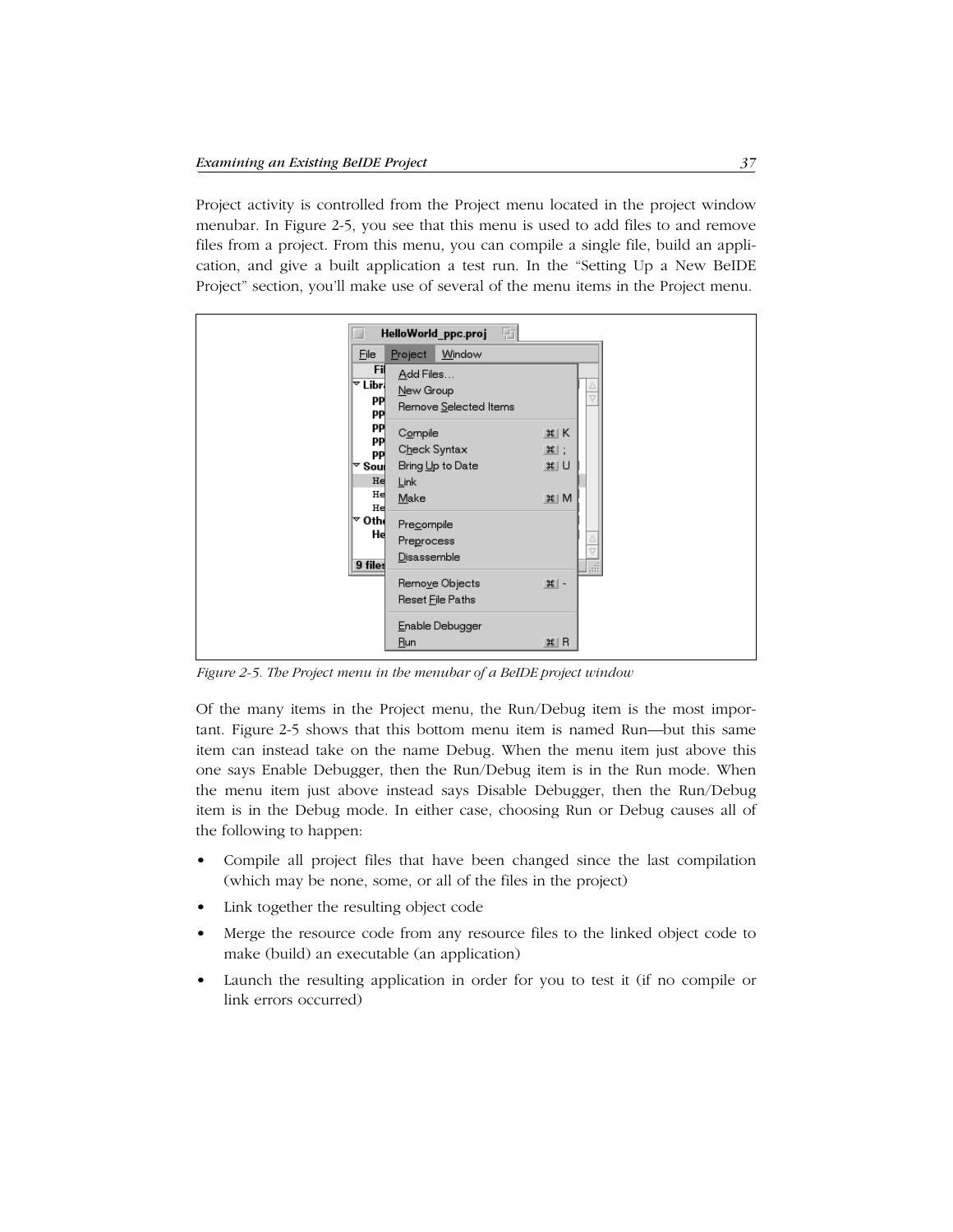Project activity is controlled from the Project menu located in the project window menubar. In Figure 2-5, you see that this menu is used to add files to and remove files from a project. From this menu, you can compile a single file, build an application, and give a built application a test run. In the "Setting Up a New BeIDE Project" section, you'll make use of several of the menu items in the Project menu.

*Figure 2-5. The Project menu in the menubar of a BeIDE project window*

Of the many items in the Project menu, the Run/Debug item is the most important. Figure 2-5 shows that this bottom menu item is named Run—but this same item can instead take on the name Debug. When the menu item just above this one says Enable Debugger, then the Run/Debug item is in the Run mode. When the menu item just above instead says Disable Debugger, then the Run/Debug item is in the Debug mode. In either case, choosing Run or Debug causes all of the following to happen:

- Compile all project files that have been changed since the last compilation (which may be none, some, or all of the files in the project)
- Link together the resulting object code
- Merge the resource code from any resource files to the linked object code to make (build) an executable (an application)
- Launch the resulting application in order for you to test it (if no compile or link errors occurred)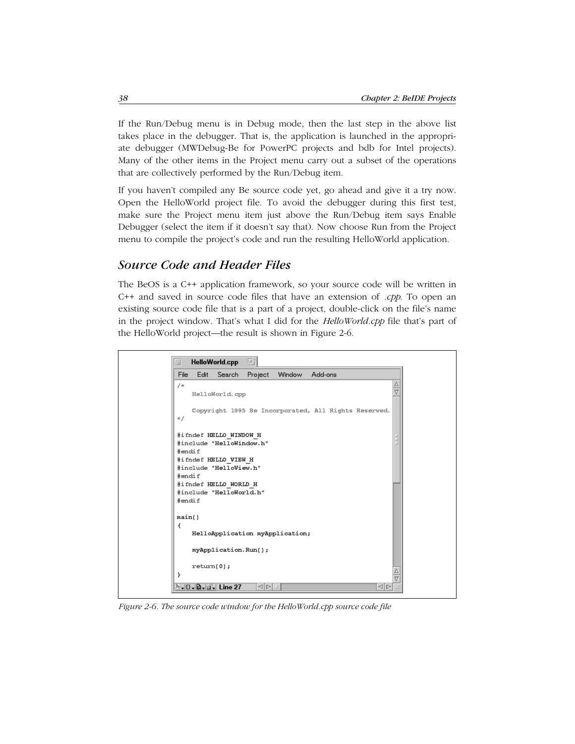If the Run/Debug menu is in Debug mode, then the last step in the above list takes place in the debugger. That is, the application is launched in the appropriate debugger (MWDebug-Be for PowerPC projects and bdb for Intel projects). Many of the other items in the Project menu carry out a subset of the operations that are collectively performed by the Run/Debug item.

If you haven't compiled any Be source code yet, go ahead and give it a try now. Open the HelloWorld project file. To avoid the debugger during this first test, make sure the Project menu item just above the Run/Debug item says Enable Debugger (select the item if it doesn't say that). Now choose Run from the Project menu to compile the project's code and run the resulting HelloWorld application.

## *Source Code and Header Files*

The BeOS is a C++ application framework, so your source code will be written in C++ and saved in source code files that have an extension of *.cpp*. To open an existing source code file that is a part of a project, double-click on the file's name in the project window. That's what I did for the *HelloWorld.cpp* file that's part of the HelloWorld project—the result is shown in Figure 2-6.

HelloWorld.cpp

File Edit Search Project Window Add-ons

```
/*
    HelloWorld.cpp

    Copyright 1995 Be Incorporated, All Rights Reserved.
*/

#ifndef HELLO_WINDOW_H
#include "HelloWindow.h"
#endif
#ifndef HELLO_VIEW_H
#include "HelloView.h"
#endif
#ifndef HELLO_WORLD_H
#include "HelloWorld.h"
#endif

main()
{
    HelloApplication myApplication;

    myApplication.Run();

    return(0);
}
```

Line 27

*Figure 2-6. The source code window for the HelloWorld.cpp source code file*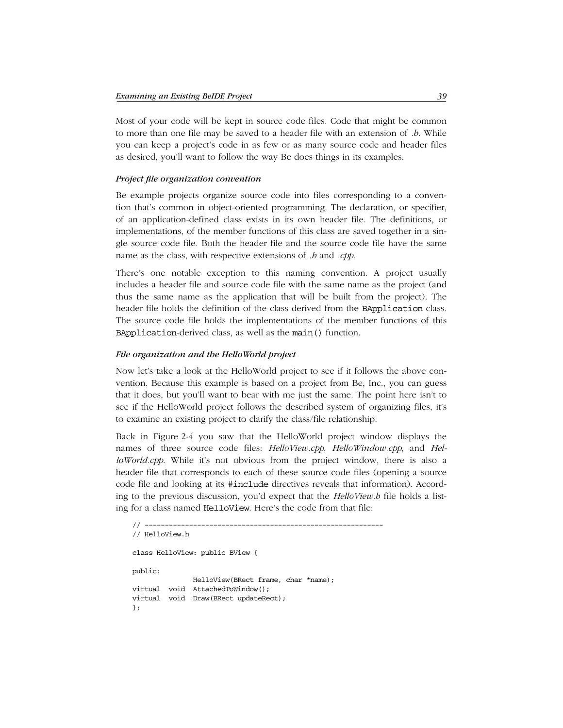Most of your code will be kept in source code files. Code that might be common to more than one file may be saved to a header file with an extension of *.h*. While you can keep a project's code in as few or as many source code and header files as desired, you'll want to follow the way Be does things in its examples.

#### *Project file organization convention*

Be example projects organize source code into files corresponding to a convention that's common in object-oriented programming. The declaration, or specifier, of an application-defined class exists in its own header file. The definitions, or implementations, of the member functions of this class are saved together in a single source code file. Both the header file and the source code file have the same name as the class, with respective extensions of *.h* and *.cpp*.

There's one notable exception to this naming convention. A project usually includes a header file and source code file with the same name as the project (and thus the same name as the application that will be built from the project). The header file holds the definition of the class derived from the `BApplication` class. The source code file holds the implementations of the member functions of this `BApplication`-derived class, as well as the `main()` function.

#### *File organization and the HelloWorld project*

Now let's take a look at the HelloWorld project to see if it follows the above convention. Because this example is based on a project from Be, Inc., you can guess that it does, but you'll want to bear with me just the same. The point here isn't to see if the HelloWorld project follows the described system of organizing files, it's to examine an existing project to clarify the class/file relationship.

Back in Figure 2-4 you saw that the HelloWorld project window displays the names of three source code files: *HelloView.cpp*, *HelloWindow.cpp*, and *HelloWorld.cpp*. While it's not obvious from the project window, there is also a header file that corresponds to each of these source code files (opening a source code file and looking at its `#include` directives reveals that information). According to the previous discussion, you'd expect that the *HelloView.h* file holds a listing for a class named `HelloView`. Here's the code from that file:

```
// -----------------------------------------------------------
// HelloView.h

class HelloView: public BView {

public:
              HelloView(BRect frame, char *name);
virtual  void  AttachedToWindow();
virtual  void  Draw(BRect updateRect);
};
```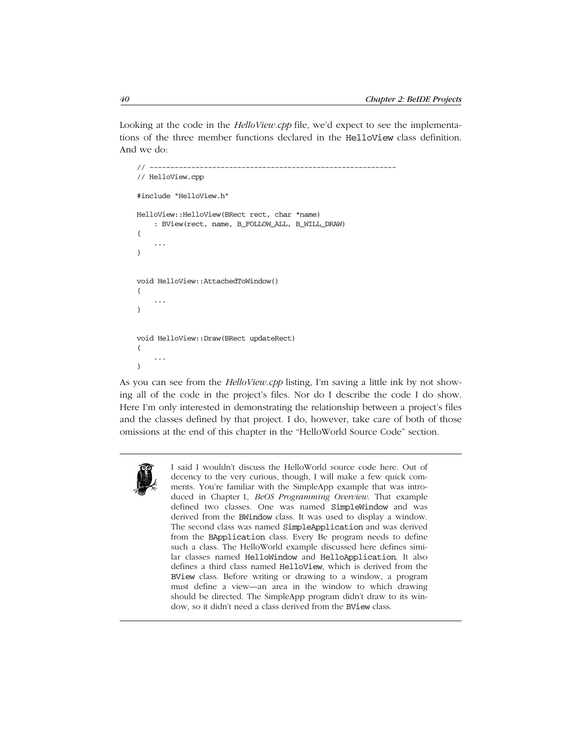Looking at the code in the *HelloView.cpp* file, we'd expect to see the implementations of the three member functions declared in the HelloView class definition. And we do:

```
// -----------------------------------------------------------
// HelloView.cpp

#include "HelloView.h"

HelloView::HelloView(BRect rect, char *name)
    : BView(rect, name, B_FOLLOW_ALL, B_WILL_DRAW)
{
    ...
}


void HelloView::AttachedToWindow()
{
    ...
}


void HelloView::Draw(BRect updateRect)
{
    ...
}
```

As you can see from the *HelloView.cpp* listing, I'm saving a little ink by not showing all of the code in the project's files. Nor do I describe the code I do show. Here I'm only interested in demonstrating the relationship between a project's files and the classes defined by that project. I do, however, take care of both of those omissions at the end of this chapter in the "HelloWorld Source Code" section.

---

I said I wouldn't discuss the HelloWorld source code here. Out of decency to the very curious, though, I will make a few quick comments. You're familiar with the SimpleApp example that was introduced in Chapter 1, *BeOS Programming Overview*. That example defined two classes. One was named SimpleWindow and was derived from the BWindow class. It was used to display a window. The second class was named SimpleApplication and was derived from the BApplication class. Every Be program needs to define such a class. The HelloWorld example discussed here defines similar classes named HelloWindow and HelloApplication. It also defines a third class named HelloView, which is derived from the BView class. Before writing or drawing to a window, a program must define a view—an area in the window to which drawing should be directed. The SimpleApp program didn't draw to its window, so it didn't need a class derived from the BView class.

---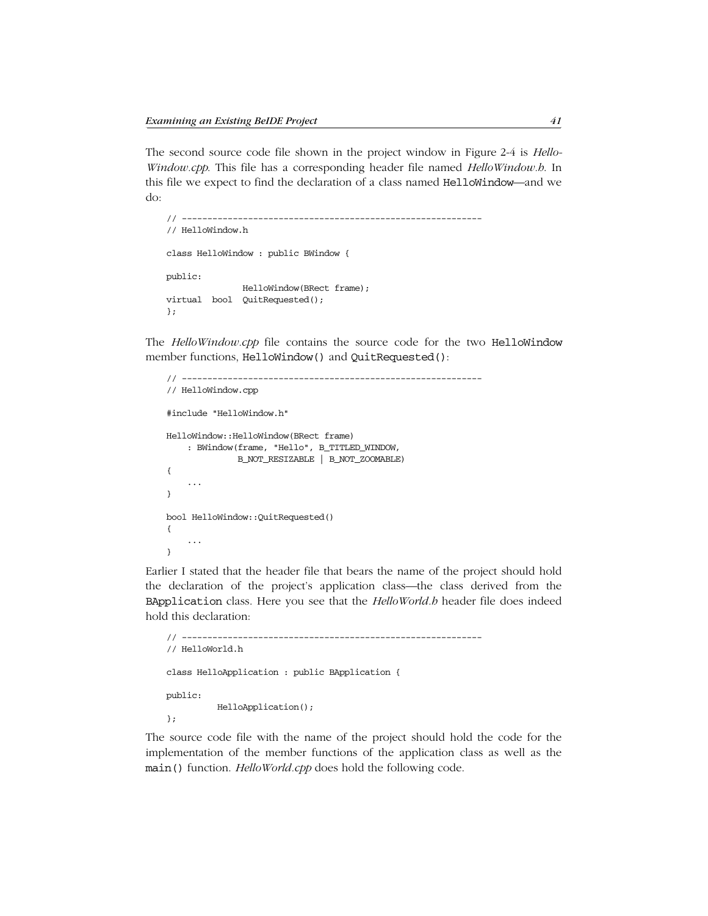The second source code file shown in the project window in Figure 2-4 is *HelloWindow.cpp*. This file has a corresponding header file named *HelloWindow.h*. In this file we expect to find the declaration of a class named `HelloWindow`—and we do:

```
// -----------------------------------------------------------
// HelloWindow.h

class HelloWindow : public BWindow {

public:
                HelloWindow(BRect frame);
virtual  bool  QuitRequested();
};
```

The *HelloWindow.cpp* file contains the source code for the two `HelloWindow` member functions, `HelloWindow()` and `QuitRequested()`:

```
// -----------------------------------------------------------
// HelloWindow.cpp

#include "HelloWindow.h"

HelloWindow::HelloWindow(BRect frame)
    : BWindow(frame, "Hello", B_TITLED_WINDOW,
              B_NOT_RESIZABLE | B_NOT_ZOOMABLE)
{
    ...
}

bool HelloWindow::QuitRequested()
{
    ...
}
```

Earlier I stated that the header file that bears the name of the project should hold the declaration of the project's application class—the class derived from the `BApplication` class. Here you see that the *HelloWorld.h* header file does indeed hold this declaration:

```
// -----------------------------------------------------------
// HelloWorld.h

class HelloApplication : public BApplication {

public:
          HelloApplication();
};
```

The source code file with the name of the project should hold the code for the implementation of the member functions of the application class as well as the `main()` function. *HelloWorld.cpp* does hold the following code.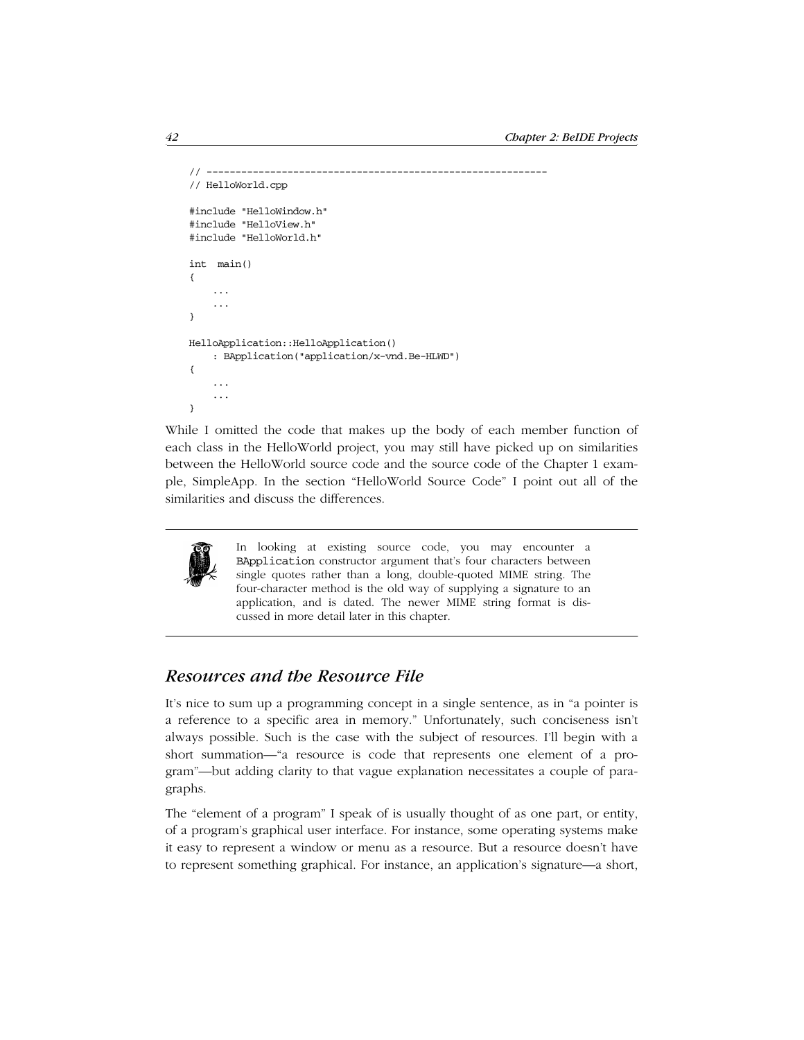```
// -----------------------------------------------------------
// HelloWorld.cpp

#include "HelloWindow.h"
#include "HelloView.h"
#include "HelloWorld.h"

int  main()
{
    ...
    ...
}

HelloApplication::HelloApplication()
    : BApplication("application/x-vnd.Be-HLWD")
{
    ...
    ...
}
```

While I omitted the code that makes up the body of each member function of each class in the HelloWorld project, you may still have picked up on similarities between the HelloWorld source code and the source code of the Chapter 1 example, SimpleApp. In the section "HelloWorld Source Code" I point out all of the similarities and discuss the differences.

---

In looking at existing source code, you may encounter a `BApplication` constructor argument that's four characters between single quotes rather than a long, double-quoted MIME string. The four-character method is the old way of supplying a signature to an application, and is dated. The newer MIME string format is discussed in more detail later in this chapter.

---

## *Resources and the Resource File*

It's nice to sum up a programming concept in a single sentence, as in "a pointer is a reference to a specific area in memory." Unfortunately, such conciseness isn't always possible. Such is the case with the subject of resources. I'll begin with a short summation—"a resource is code that represents one element of a program"—but adding clarity to that vague explanation necessitates a couple of paragraphs.

The "element of a program" I speak of is usually thought of as one part, or entity, of a program's graphical user interface. For instance, some operating systems make it easy to represent a window or menu as a resource. But a resource doesn't have to represent something graphical. For instance, an application's signature—a short,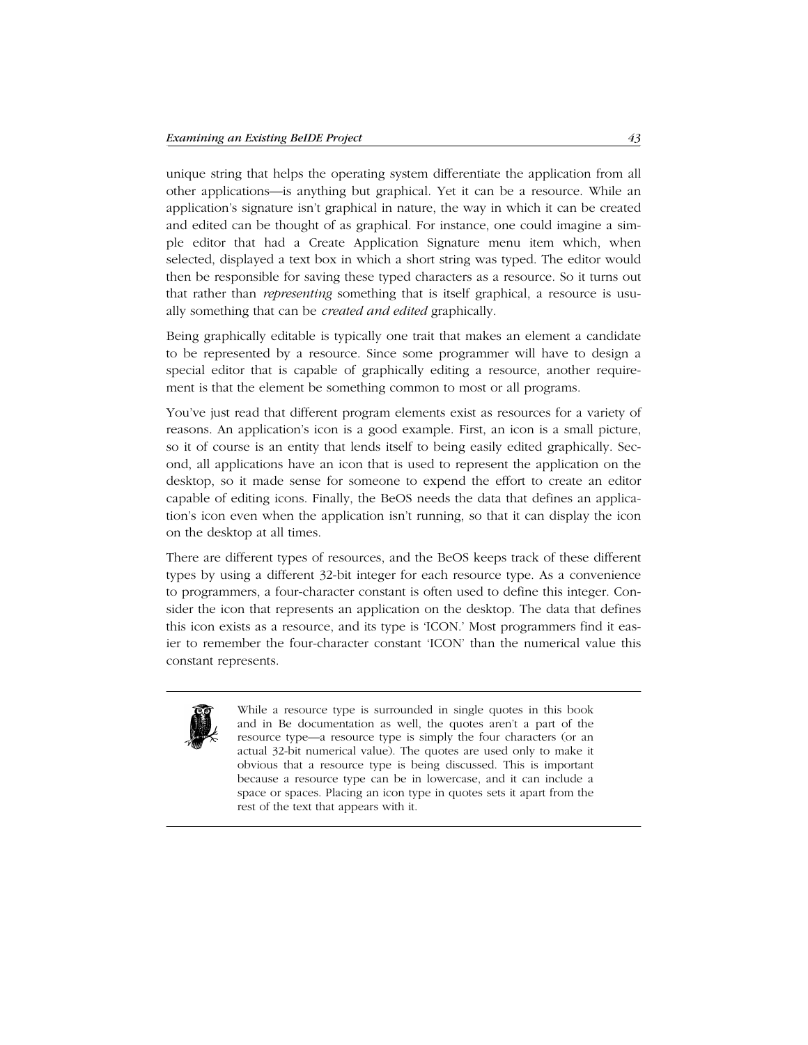unique string that helps the operating system differentiate the application from all other applications—is anything but graphical. Yet it can be a resource. While an application's signature isn't graphical in nature, the way in which it can be created and edited can be thought of as graphical. For instance, one could imagine a simple editor that had a Create Application Signature menu item which, when selected, displayed a text box in which a short string was typed. The editor would then be responsible for saving these typed characters as a resource. So it turns out that rather than *representing* something that is itself graphical, a resource is usually something that can be *created and edited* graphically.

Being graphically editable is typically one trait that makes an element a candidate to be represented by a resource. Since some programmer will have to design a special editor that is capable of graphically editing a resource, another requirement is that the element be something common to most or all programs.

You've just read that different program elements exist as resources for a variety of reasons. An application's icon is a good example. First, an icon is a small picture, so it of course is an entity that lends itself to being easily edited graphically. Second, all applications have an icon that is used to represent the application on the desktop, so it made sense for someone to expend the effort to create an editor capable of editing icons. Finally, the BeOS needs the data that defines an application's icon even when the application isn't running, so that it can display the icon on the desktop at all times.

There are different types of resources, and the BeOS keeps track of these different types by using a different 32-bit integer for each resource type. As a convenience to programmers, a four-character constant is often used to define this integer. Consider the icon that represents an application on the desktop. The data that defines this icon exists as a resource, and its type is 'ICON.' Most programmers find it easier to remember the four-character constant 'ICON' than the numerical value this constant represents.

---

While a resource type is surrounded in single quotes in this book and in Be documentation as well, the quotes aren't a part of the resource type—a resource type is simply the four characters (or an actual 32-bit numerical value). The quotes are used only to make it obvious that a resource type is being discussed. This is important because a resource type can be in lowercase, and it can include a space or spaces. Placing an icon type in quotes sets it apart from the rest of the text that appears with it.

---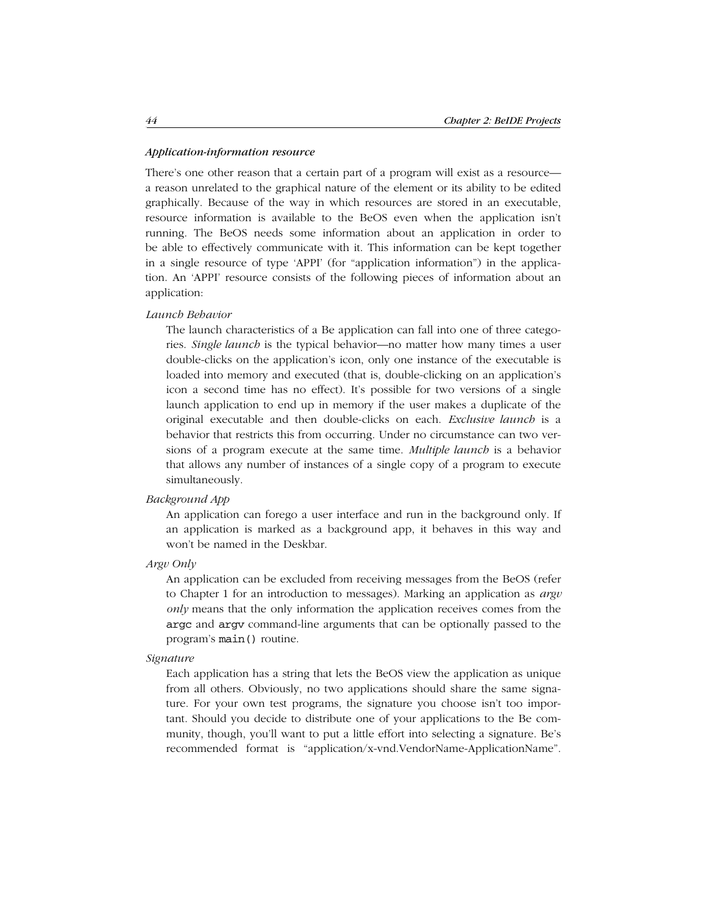### *Application-information resource*

There's one other reason that a certain part of a program will exist as a resource—a reason unrelated to the graphical nature of the element or its ability to be edited graphically. Because of the way in which resources are stored in an executable, resource information is available to the BeOS even when the application isn't running. The BeOS needs some information about an application in order to be able to effectively communicate with it. This information can be kept together in a single resource of type 'APPI' (for "application information") in the application. An 'APPI' resource consists of the following pieces of information about an application:

*Launch Behavior*

The launch characteristics of a Be application can fall into one of three categories. *Single launch* is the typical behavior—no matter how many times a user double-clicks on the application's icon, only one instance of the executable is loaded into memory and executed (that is, double-clicking on an application's icon a second time has no effect). It's possible for two versions of a single launch application to end up in memory if the user makes a duplicate of the original executable and then double-clicks on each. *Exclusive launch* is a behavior that restricts this from occurring. Under no circumstance can two versions of a program execute at the same time. *Multiple launch* is a behavior that allows any number of instances of a single copy of a program to execute simultaneously.

*Background App*

An application can forego a user interface and run in the background only. If an application is marked as a background app, it behaves in this way and won't be named in the Deskbar.

*Argv Only*

An application can be excluded from receiving messages from the BeOS (refer to Chapter 1 for an introduction to messages). Marking an application as *argv only* means that the only information the application receives comes from the `argc` and `argv` command-line arguments that can be optionally passed to the program's `main()` routine.

*Signature*

Each application has a string that lets the BeOS view the application as unique from all others. Obviously, no two applications should share the same signature. For your own test programs, the signature you choose isn't too important. Should you decide to distribute one of your applications to the Be community, though, you'll want to put a little effort into selecting a signature. Be's recommended format is "application/x-vnd.VendorName-ApplicationName".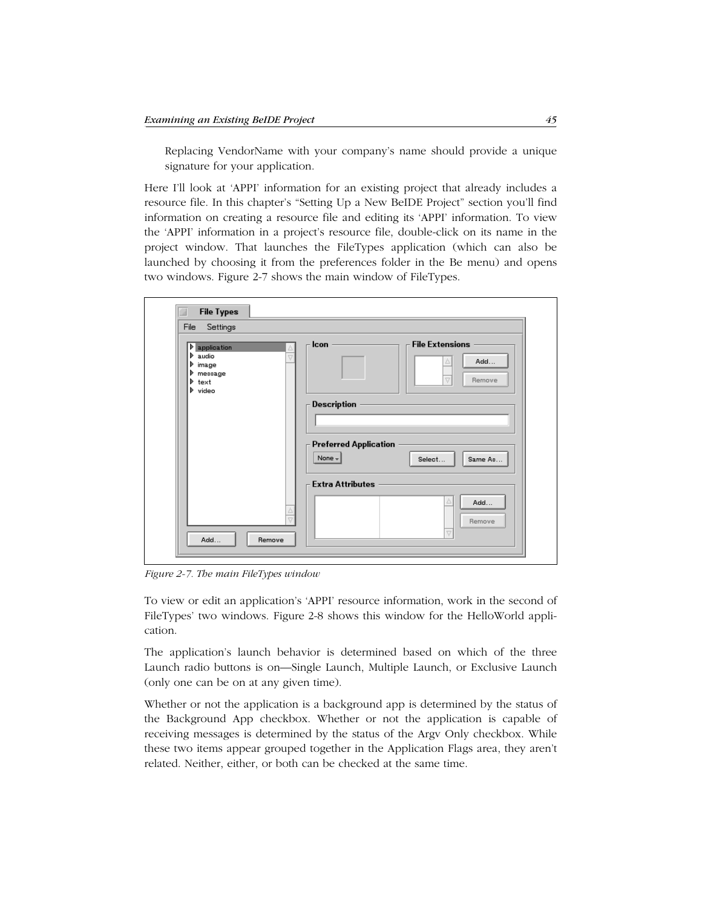Replacing VendorName with your company's name should provide a unique signature for your application.

Here I'll look at 'APPI' information for an existing project that already includes a resource file. In this chapter's "Setting Up a New BeIDE Project" section you'll find information on creating a resource file and editing its 'APPI' information. To view the 'APPI' information in a project's resource file, double-click on its name in the project window. That launches the FileTypes application (which can also be launched by choosing it from the preferences folder in the Be menu) and opens two windows. Figure 2-7 shows the main window of FileTypes.

File Types
File Settings
application
audio
image
message
text
video
Icon
File Extensions
Add...
Remove
Description
Preferred Application
None
Select...
Same As...
Extra Attributes
Add...
Remove
Add...
Remove

*Figure 2-7. The main FileTypes window*

To view or edit an application's 'APPI' resource information, work in the second of FileTypes' two windows. Figure 2-8 shows this window for the HelloWorld application.

The application's launch behavior is determined based on which of the three Launch radio buttons is on—Single Launch, Multiple Launch, or Exclusive Launch (only one can be on at any given time).

Whether or not the application is a background app is determined by the status of the Background App checkbox. Whether or not the application is capable of receiving messages is determined by the status of the Argv Only checkbox. While these two items appear grouped together in the Application Flags area, they aren't related. Neither, either, or both can be checked at the same time.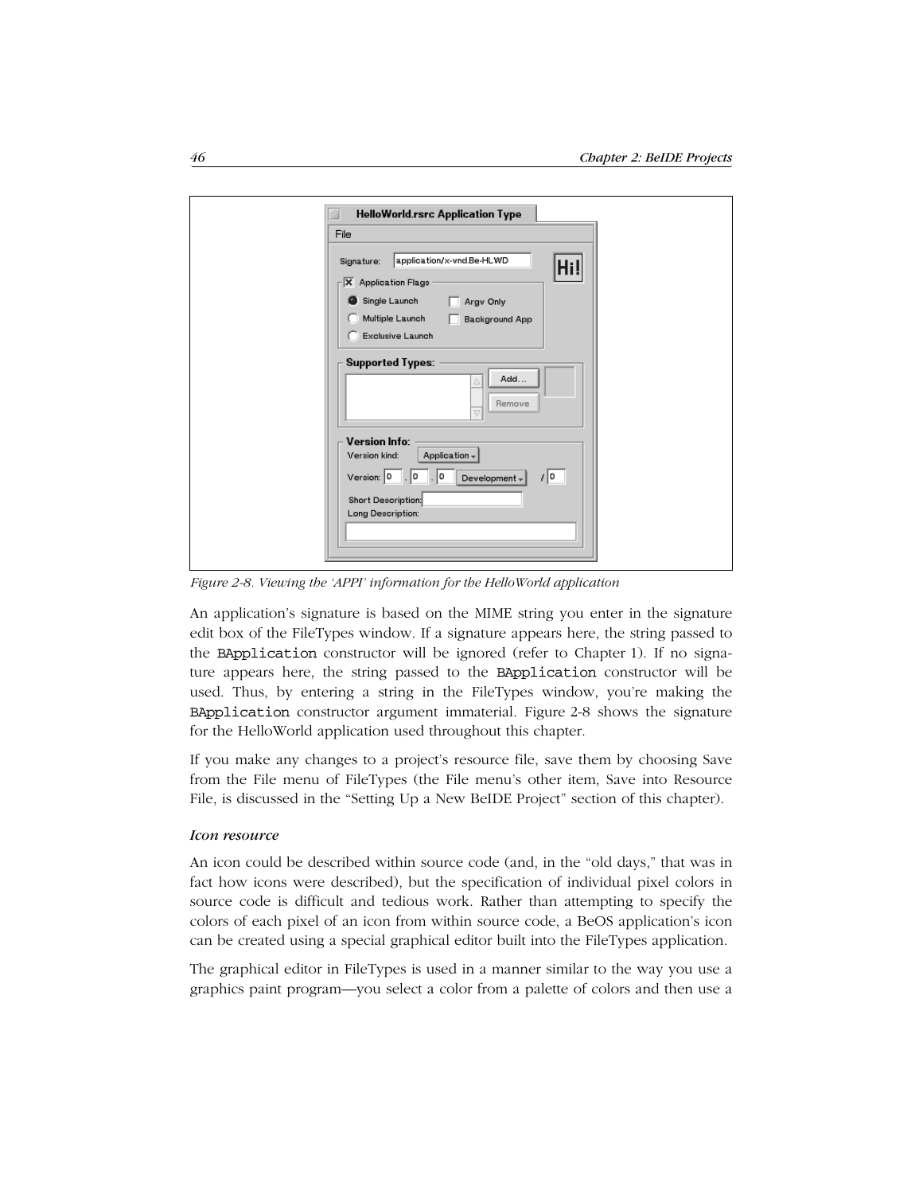*Figure 2-8. Viewing the 'APPI' information for the HelloWorld application*

An application's signature is based on the MIME string you enter in the signature edit box of the FileTypes window. If a signature appears here, the string passed to the `BApplication` constructor will be ignored (refer to Chapter 1). If no signature appears here, the string passed to the `BApplication` constructor will be used. Thus, by entering a string in the FileTypes window, you're making the `BApplication` constructor argument immaterial. Figure 2-8 shows the signature for the HelloWorld application used throughout this chapter.

If you make any changes to a project's resource file, save them by choosing Save from the File menu of FileTypes (the File menu's other item, Save into Resource File, is discussed in the "Setting Up a New BeIDE Project" section of this chapter).

#### *Icon resource*

An icon could be described within source code (and, in the "old days," that was in fact how icons were described), but the specification of individual pixel colors in source code is difficult and tedious work. Rather than attempting to specify the colors of each pixel of an icon from within source code, a BeOS application's icon can be created using a special graphical editor built into the FileTypes application.

The graphical editor in FileTypes is used in a manner similar to the way you use a graphics paint program—you select a color from a palette of colors and then use a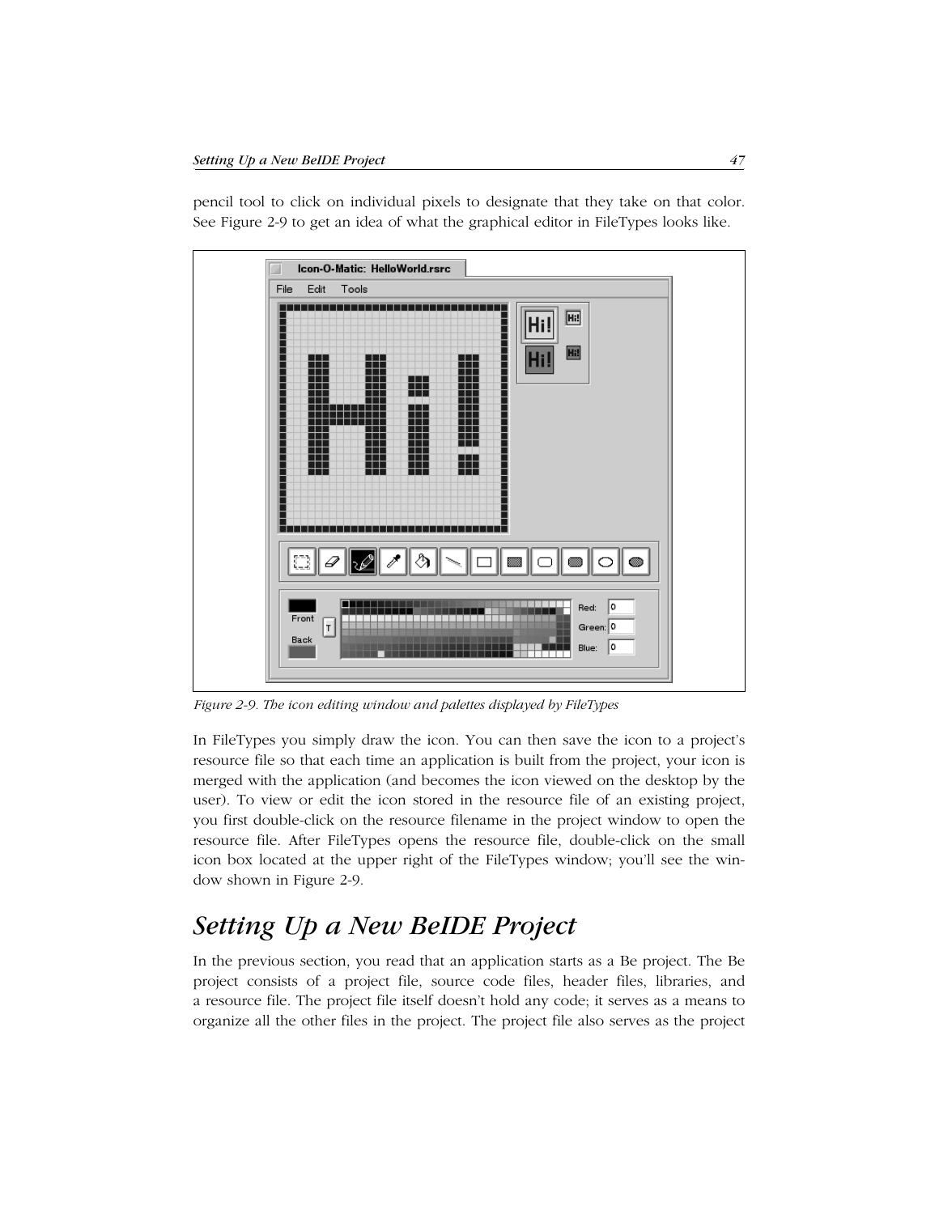pencil tool to click on individual pixels to designate that they take on that color. See Figure 2-9 to get an idea of what the graphical editor in FileTypes looks like.

*Figure 2-9. The icon editing window and palettes displayed by FileTypes*

In FileTypes you simply draw the icon. You can then save the icon to a project's resource file so that each time an application is built from the project, your icon is merged with the application (and becomes the icon viewed on the desktop by the user). To view or edit the icon stored in the resource file of an existing project, you first double-click on the resource filename in the project window to open the resource file. After FileTypes opens the resource file, double-click on the small icon box located at the upper right of the FileTypes window; you'll see the window shown in Figure 2-9.

## *Setting Up a New BeIDE Project*

In the previous section, you read that an application starts as a Be project. The Be project consists of a project file, source code files, header files, libraries, and a resource file. The project file itself doesn't hold any code; it serves as a means to organize all the other files in the project. The project file also serves as the project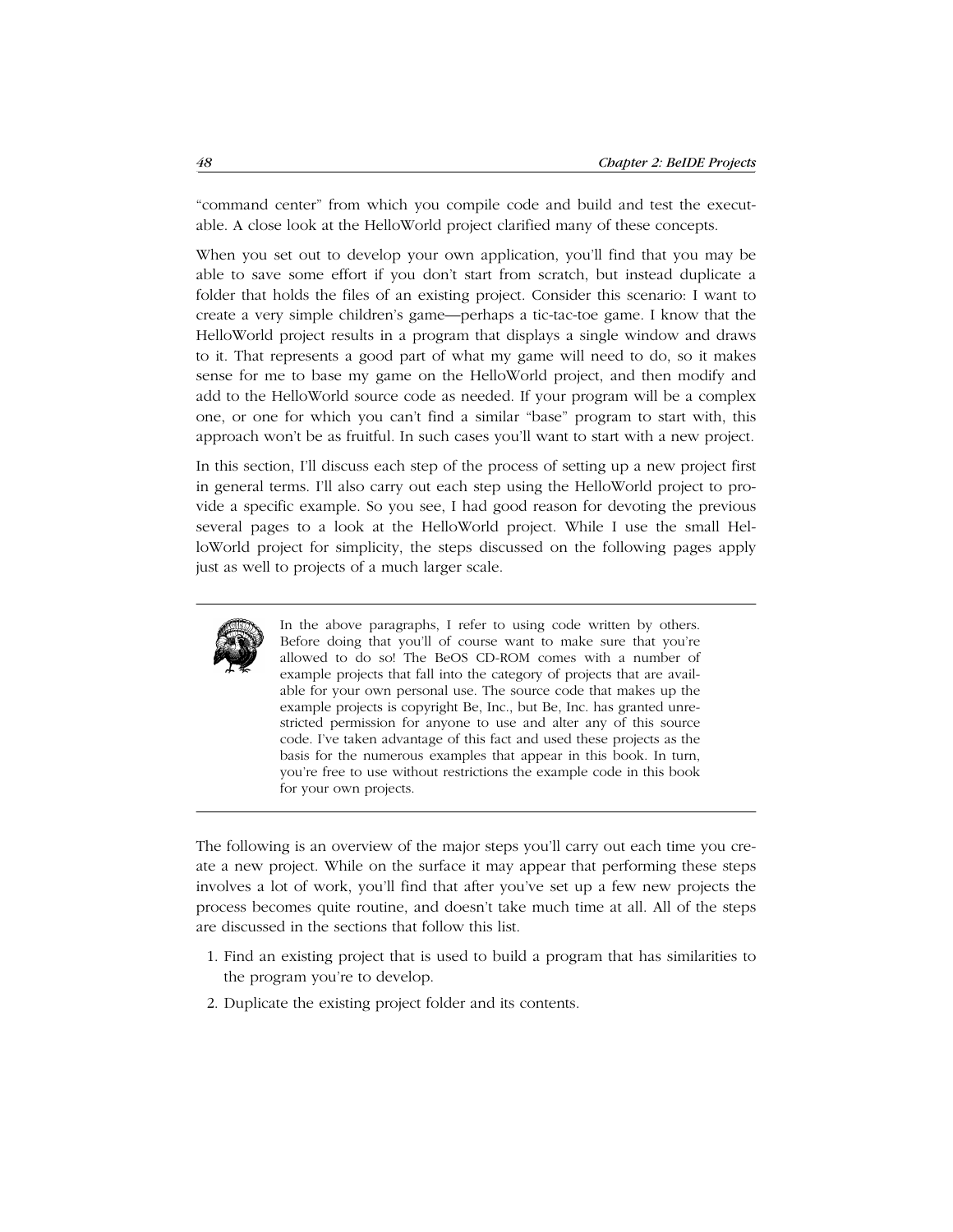"command center" from which you compile code and build and test the executable. A close look at the HelloWorld project clarified many of these concepts.

When you set out to develop your own application, you'll find that you may be able to save some effort if you don't start from scratch, but instead duplicate a folder that holds the files of an existing project. Consider this scenario: I want to create a very simple children's game—perhaps a tic-tac-toe game. I know that the HelloWorld project results in a program that displays a single window and draws to it. That represents a good part of what my game will need to do, so it makes sense for me to base my game on the HelloWorld project, and then modify and add to the HelloWorld source code as needed. If your program will be a complex one, or one for which you can't find a similar "base" program to start with, this approach won't be as fruitful. In such cases you'll want to start with a new project.

In this section, I'll discuss each step of the process of setting up a new project first in general terms. I'll also carry out each step using the HelloWorld project to provide a specific example. So you see, I had good reason for devoting the previous several pages to a look at the HelloWorld project. While I use the small HelloWorld project for simplicity, the steps discussed on the following pages apply just as well to projects of a much larger scale.

---

In the above paragraphs, I refer to using code written by others. Before doing that you'll of course want to make sure that you're allowed to do so! The BeOS CD-ROM comes with a number of example projects that fall into the category of projects that are available for your own personal use. The source code that makes up the example projects is copyright Be, Inc., but Be, Inc. has granted unrestricted permission for anyone to use and alter any of this source code. I've taken advantage of this fact and used these projects as the basis for the numerous examples that appear in this book. In turn, you're free to use without restrictions the example code in this book for your own projects.

---

The following is an overview of the major steps you'll carry out each time you create a new project. While on the surface it may appear that performing these steps involves a lot of work, you'll find that after you've set up a few new projects the process becomes quite routine, and doesn't take much time at all. All of the steps are discussed in the sections that follow this list.

1. Find an existing project that is used to build a program that has similarities to the program you're to develop.
2. Duplicate the existing project folder and its contents.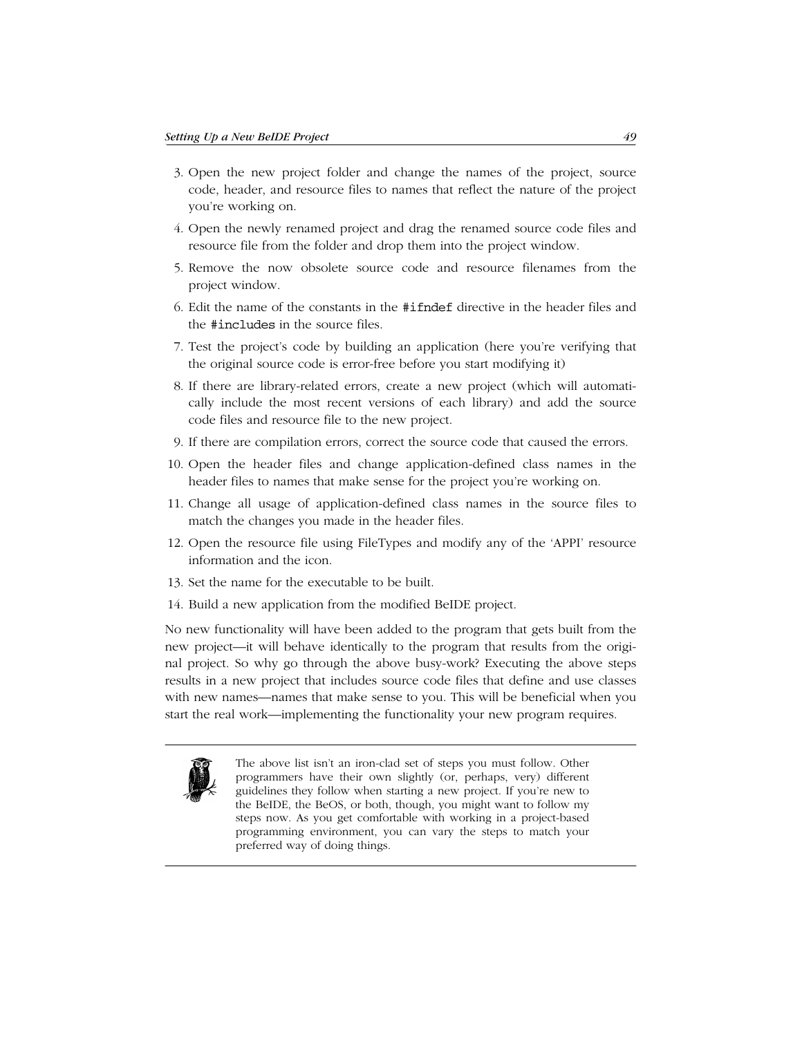3. Open the new project folder and change the names of the project, source code, header, and resource files to names that reflect the nature of the project you're working on.
4. Open the newly renamed project and drag the renamed source code files and resource file from the folder and drop them into the project window.
5. Remove the now obsolete source code and resource filenames from the project window.
6. Edit the name of the constants in the `#ifndef` directive in the header files and the `#includes` in the source files.
7. Test the project's code by building an application (here you're verifying that the original source code is error-free before you start modifying it)
8. If there are library-related errors, create a new project (which will automatically include the most recent versions of each library) and add the source code files and resource file to the new project.
9. If there are compilation errors, correct the source code that caused the errors.
10. Open the header files and change application-defined class names in the header files to names that make sense for the project you're working on.
11. Change all usage of application-defined class names in the source files to match the changes you made in the header files.
12. Open the resource file using FileTypes and modify any of the 'APPI' resource information and the icon.
13. Set the name for the executable to be built.
14. Build a new application from the modified BeIDE project.

No new functionality will have been added to the program that gets built from the new project—it will behave identically to the program that results from the original project. So why go through the above busy-work? Executing the above steps results in a new project that includes source code files that define and use classes with new names—names that make sense to you. This will be beneficial when you start the real work—implementing the functionality your new program requires.

---

The above list isn't an iron-clad set of steps you must follow. Other programmers have their own slightly (or, perhaps, very) different guidelines they follow when starting a new project. If you're new to the BeIDE, the BeOS, or both, though, you might want to follow my steps now. As you get comfortable with working in a project-based programming environment, you can vary the steps to match your preferred way of doing things.

---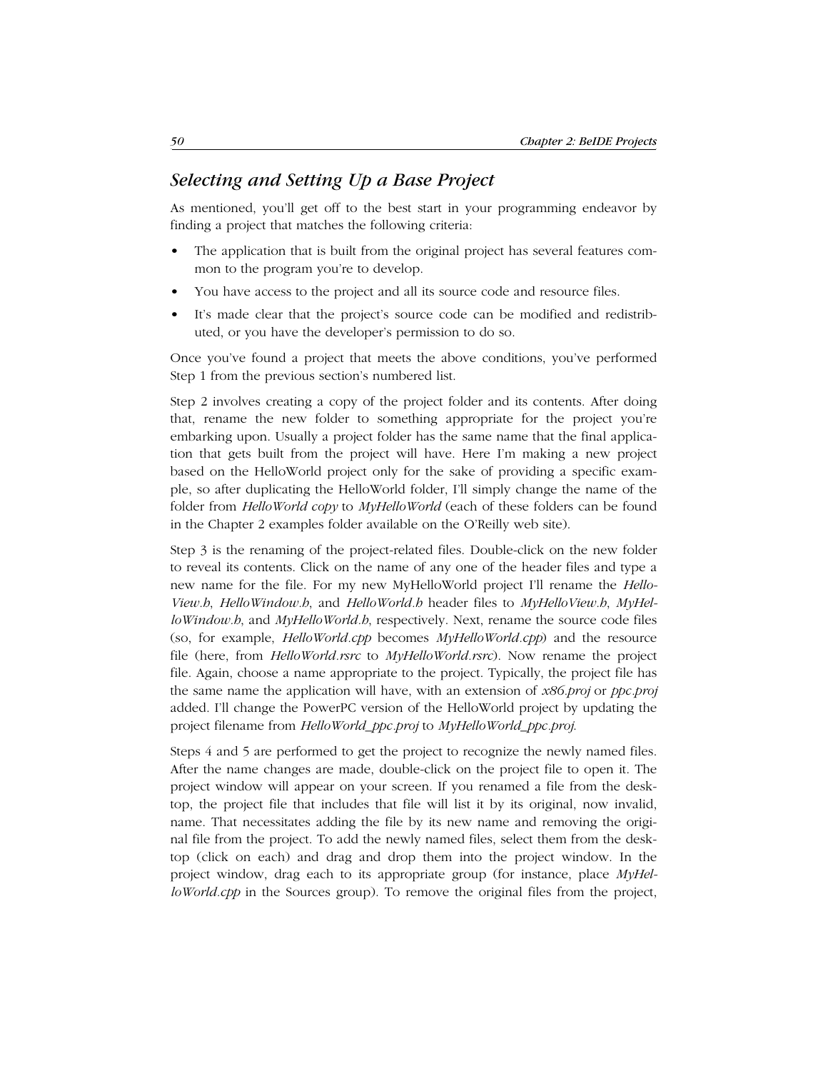## *Selecting and Setting Up a Base Project*

As mentioned, you'll get off to the best start in your programming endeavor by finding a project that matches the following criteria:

- The application that is built from the original project has several features common to the program you're to develop.
- You have access to the project and all its source code and resource files.
- It's made clear that the project's source code can be modified and redistributed, or you have the developer's permission to do so.

Once you've found a project that meets the above conditions, you've performed Step 1 from the previous section's numbered list.

Step 2 involves creating a copy of the project folder and its contents. After doing that, rename the new folder to something appropriate for the project you're embarking upon. Usually a project folder has the same name that the final application that gets built from the project will have. Here I'm making a new project based on the HelloWorld project only for the sake of providing a specific example, so after duplicating the HelloWorld folder, I'll simply change the name of the folder from *HelloWorld copy* to *MyHelloWorld* (each of these folders can be found in the Chapter 2 examples folder available on the O'Reilly web site).

Step 3 is the renaming of the project-related files. Double-click on the new folder to reveal its contents. Click on the name of any one of the header files and type a new name for the file. For my new MyHelloWorld project I'll rename the *HelloView.h*, *HelloWindow.h*, and *HelloWorld.h* header files to *MyHelloView.h*, *MyHelloWindow.h*, and *MyHelloWorld.h*, respectively. Next, rename the source code files (so, for example, *HelloWorld.cpp* becomes *MyHelloWorld.cpp*) and the resource file (here, from *HelloWorld.rsrc* to *MyHelloWorld.rsrc*). Now rename the project file. Again, choose a name appropriate to the project. Typically, the project file has the same name the application will have, with an extension of *x86.proj* or *ppc.proj* added. I'll change the PowerPC version of the HelloWorld project by updating the project filename from *HelloWorld_ppc.proj* to *MyHelloWorld_ppc.proj*.

Steps 4 and 5 are performed to get the project to recognize the newly named files. After the name changes are made, double-click on the project file to open it. The project window will appear on your screen. If you renamed a file from the desktop, the project file that includes that file will list it by its original, now invalid, name. That necessitates adding the file by its new name and removing the original file from the project. To add the newly named files, select them from the desktop (click on each) and drag and drop them into the project window. In the project window, drag each to its appropriate group (for instance, place *MyHelloWorld.cpp* in the Sources group). To remove the original files from the project,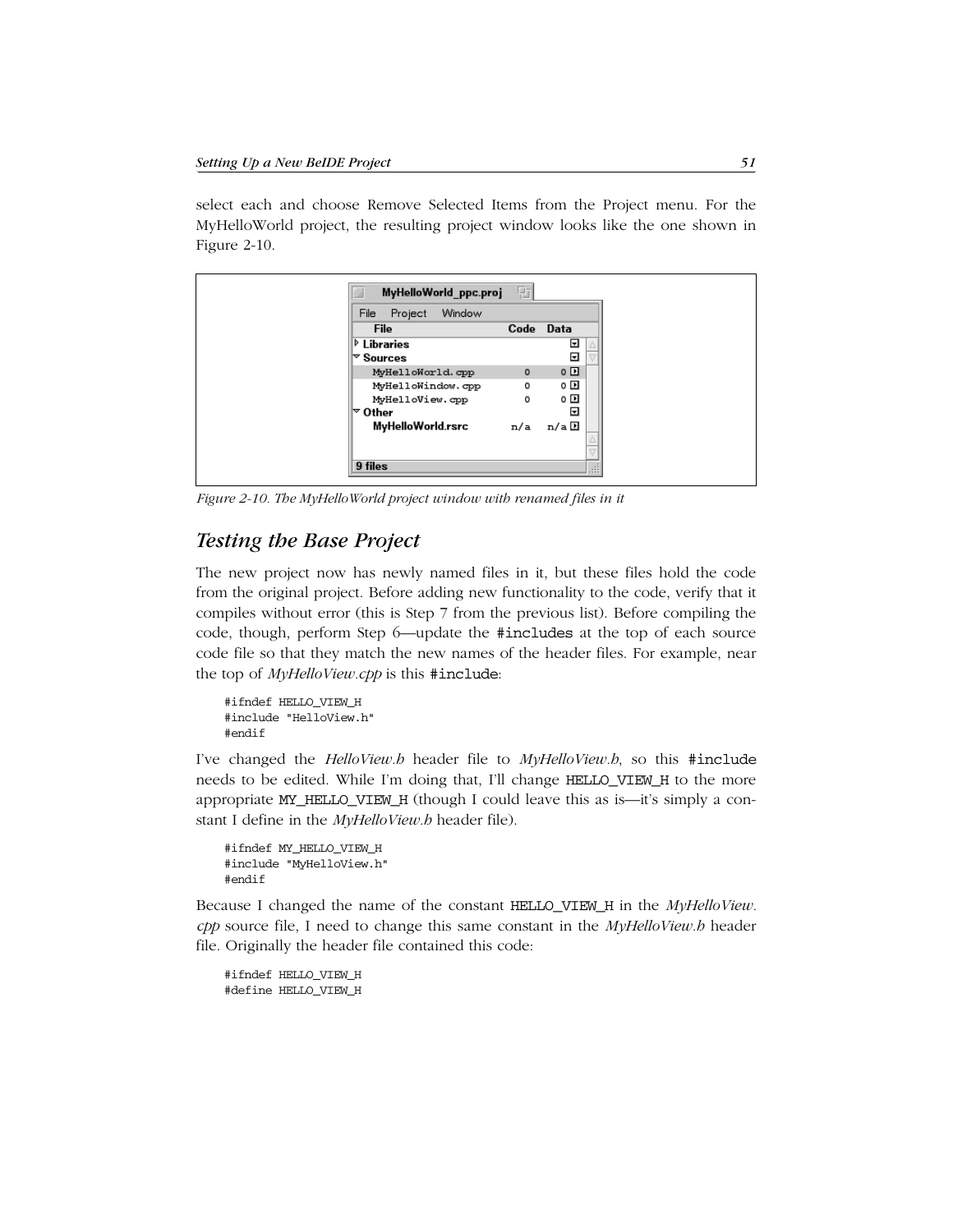select each and choose Remove Selected Items from the Project menu. For the MyHelloWorld project, the resulting project window looks like the one shown in Figure 2-10.

*Figure 2-10. The MyHelloWorld project window with renamed files in it*

## *Testing the Base Project*

The new project now has newly named files in it, but these files hold the code from the original project. Before adding new functionality to the code, verify that it compiles without error (this is Step 7 from the previous list). Before compiling the code, though, perform Step 6—update the `#includes` at the top of each source code file so that they match the new names of the header files. For example, near the top of *MyHelloView.cpp* is this `#include`:

```
#ifndef HELLO_VIEW_H
#include "HelloView.h"
#endif
```

I've changed the *HelloView.h* header file to *MyHelloView.h*, so this `#include` needs to be edited. While I'm doing that, I'll change `HELLO_VIEW_H` to the more appropriate `MY_HELLO_VIEW_H` (though I could leave this as is—it's simply a constant I define in the *MyHelloView.h* header file).

```
#ifndef MY_HELLO_VIEW_H
#include "MyHelloView.h"
#endif
```

Because I changed the name of the constant `HELLO_VIEW_H` in the *MyHelloView.cpp* source file, I need to change this same constant in the *MyHelloView.h* header file. Originally the header file contained this code:

```
#ifndef HELLO_VIEW_H
#define HELLO_VIEW_H
```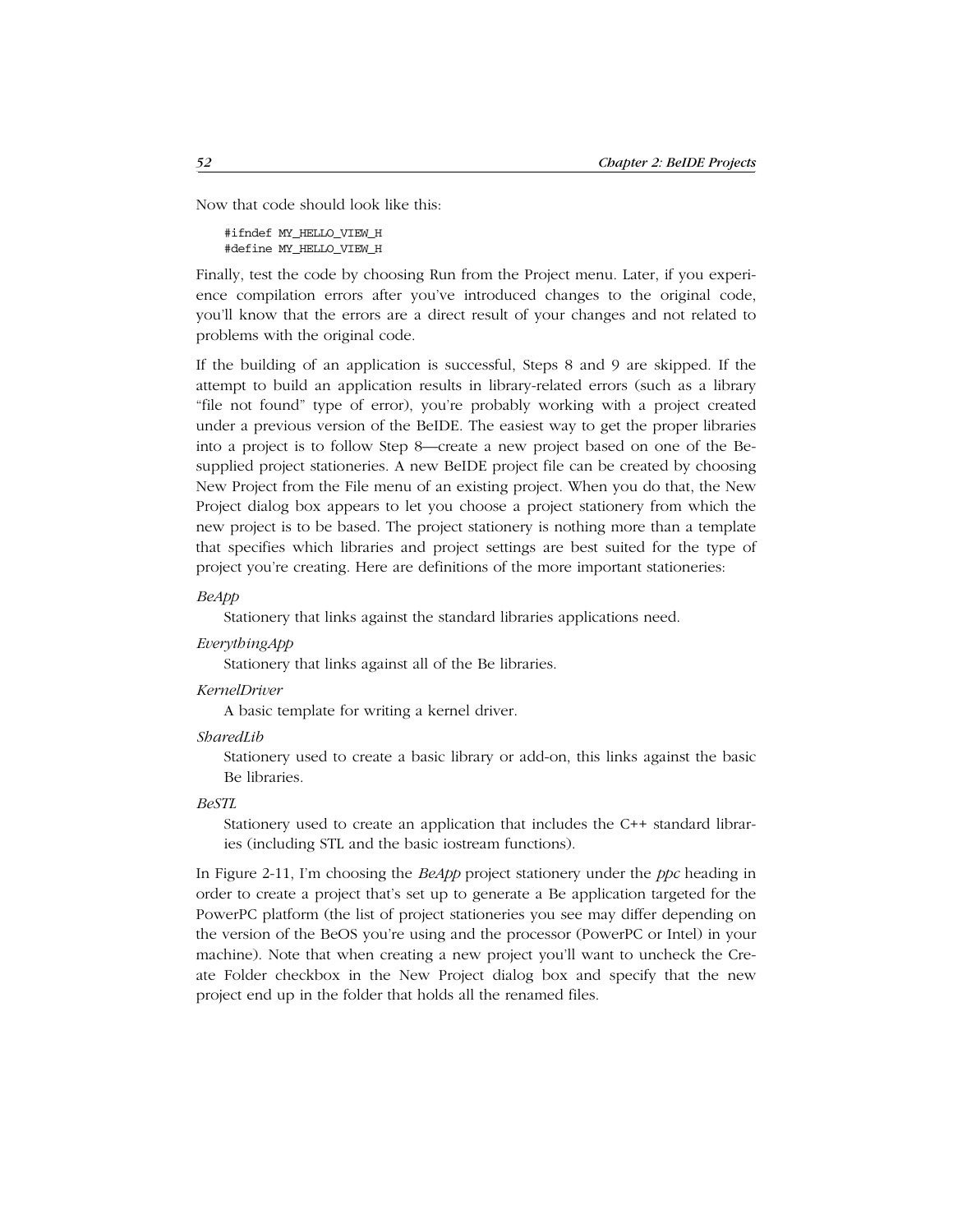Now that code should look like this:

```
#ifndef MY_HELLO_VIEW_H
#define MY_HELLO_VIEW_H
```

Finally, test the code by choosing Run from the Project menu. Later, if you experience compilation errors after you've introduced changes to the original code, you'll know that the errors are a direct result of your changes and not related to problems with the original code.

If the building of an application is successful, Steps 8 and 9 are skipped. If the attempt to build an application results in library-related errors (such as a library "file not found" type of error), you're probably working with a project created under a previous version of the BeIDE. The easiest way to get the proper libraries into a project is to follow Step 8—create a new project based on one of the Be-supplied project stationeries. A new BeIDE project file can be created by choosing New Project from the File menu of an existing project. When you do that, the New Project dialog box appears to let you choose a project stationery from which the new project is to be based. The project stationery is nothing more than a template that specifies which libraries and project settings are best suited for the type of project you're creating. Here are definitions of the more important stationeries:

*BeApp*
: Stationery that links against the standard libraries applications need.

*EverythingApp*
: Stationery that links against all of the Be libraries.

*KernelDriver*
: A basic template for writing a kernel driver.

*SharedLib*
: Stationery used to create a basic library or add-on, this links against the basic Be libraries.

*BeSTL*
: Stationery used to create an application that includes the C++ standard libraries (including STL and the basic iostream functions).

In Figure 2-11, I'm choosing the *BeApp* project stationery under the *ppc* heading in order to create a project that's set up to generate a Be application targeted for the PowerPC platform (the list of project stationeries you see may differ depending on the version of the BeOS you're using and the processor (PowerPC or Intel) in your machine). Note that when creating a new project you'll want to uncheck the Create Folder checkbox in the New Project dialog box and specify that the new project end up in the folder that holds all the renamed files.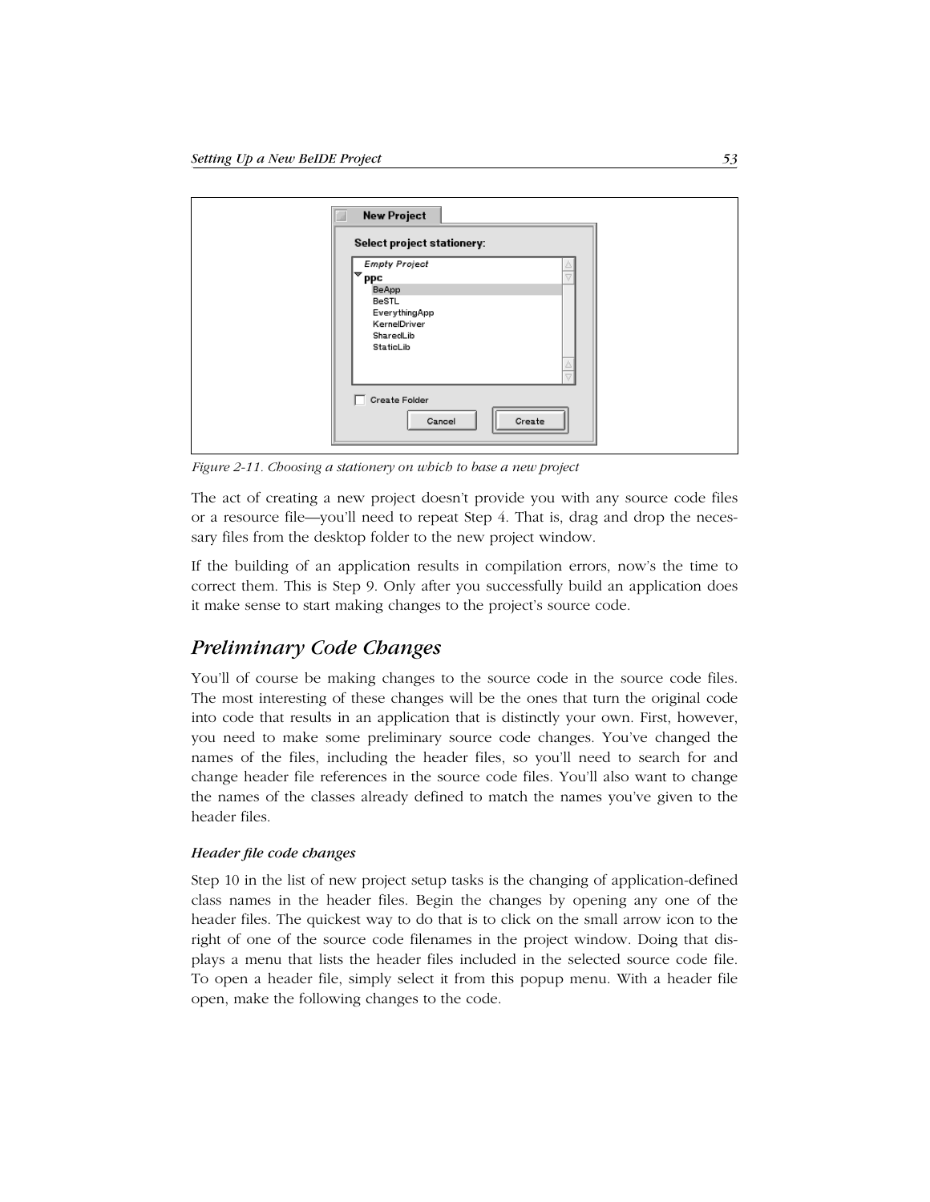New Project

Select project stationery:

Empty Project
ppc
BeApp
BeSTL
EverythingApp
KernelDriver
SharedLib
StaticLib

Create Folder

Cancel
Create

*Figure 2-11. Choosing a stationery on which to base a new project*

The act of creating a new project doesn't provide you with any source code files or a resource file—you'll need to repeat Step 4. That is, drag and drop the necessary files from the desktop folder to the new project window.

If the building of an application results in compilation errors, now's the time to correct them. This is Step 9. Only after you successfully build an application does it make sense to start making changes to the project's source code.

## *Preliminary Code Changes*

You'll of course be making changes to the source code in the source code files. The most interesting of these changes will be the ones that turn the original code into code that results in an application that is distinctly your own. First, however, you need to make some preliminary source code changes. You've changed the names of the files, including the header files, so you'll need to search for and change header file references in the source code files. You'll also want to change the names of the classes already defined to match the names you've given to the header files.

#### *Header file code changes*

Step 10 in the list of new project setup tasks is the changing of application-defined class names in the header files. Begin the changes by opening any one of the header files. The quickest way to do that is to click on the small arrow icon to the right of one of the source code filenames in the project window. Doing that displays a menu that lists the header files included in the selected source code file. To open a header file, simply select it from this popup menu. With a header file open, make the following changes to the code.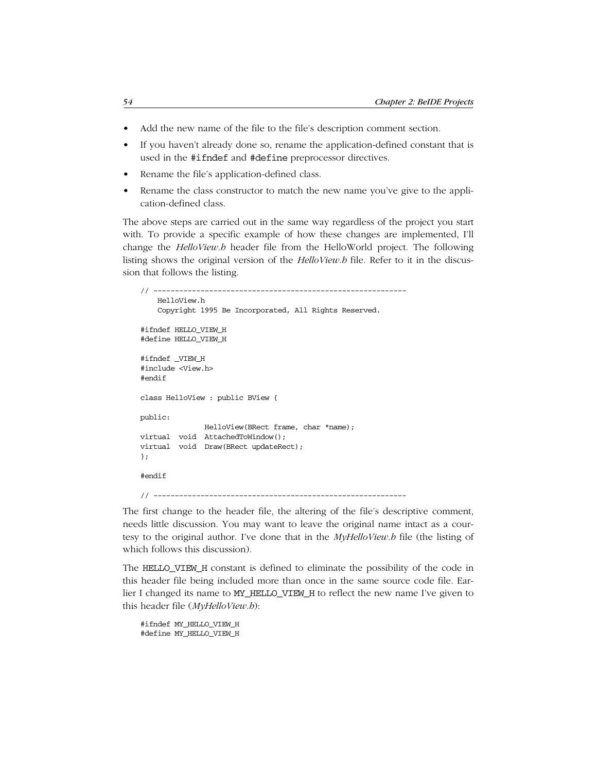- Add the new name of the file to the file's description comment section.
- If you haven't already done so, rename the application-defined constant that is used in the `#ifndef` and `#define` preprocessor directives.
- Rename the file's application-defined class.
- Rename the class constructor to match the new name you've give to the application-defined class.

The above steps are carried out in the same way regardless of the project you start with. To provide a specific example of how these changes are implemented, I'll change the *HelloView.h* header file from the HelloWorld project. The following listing shows the original version of the *HelloView.h* file. Refer to it in the discussion that follows the listing.

```
// -----------------------------------------------------------
    HelloView.h
    Copyright 1995 Be Incorporated, All Rights Reserved.

#ifndef HELLO_VIEW_H
#define HELLO_VIEW_H

#ifndef _VIEW_H
#include <View.h>
#endif

class HelloView : public BView {

public:
                HelloView(BRect frame, char *name);
virtual  void  AttachedToWindow();
virtual  void  Draw(BRect updateRect);
};

#endif

// -----------------------------------------------------------
```

The first change to the header file, the altering of the file's descriptive comment, needs little discussion. You may want to leave the original name intact as a courtesy to the original author. I've done that in the *MyHelloView.h* file (the listing of which follows this discussion).

The `HELLO_VIEW_H` constant is defined to eliminate the possibility of the code in this header file being included more than once in the same source code file. Earlier I changed its name to `MY_HELLO_VIEW_H` to reflect the new name I've given to this header file (*MyHelloView.h*):

```
#ifndef MY_HELLO_VIEW_H
#define MY_HELLO_VIEW_H
```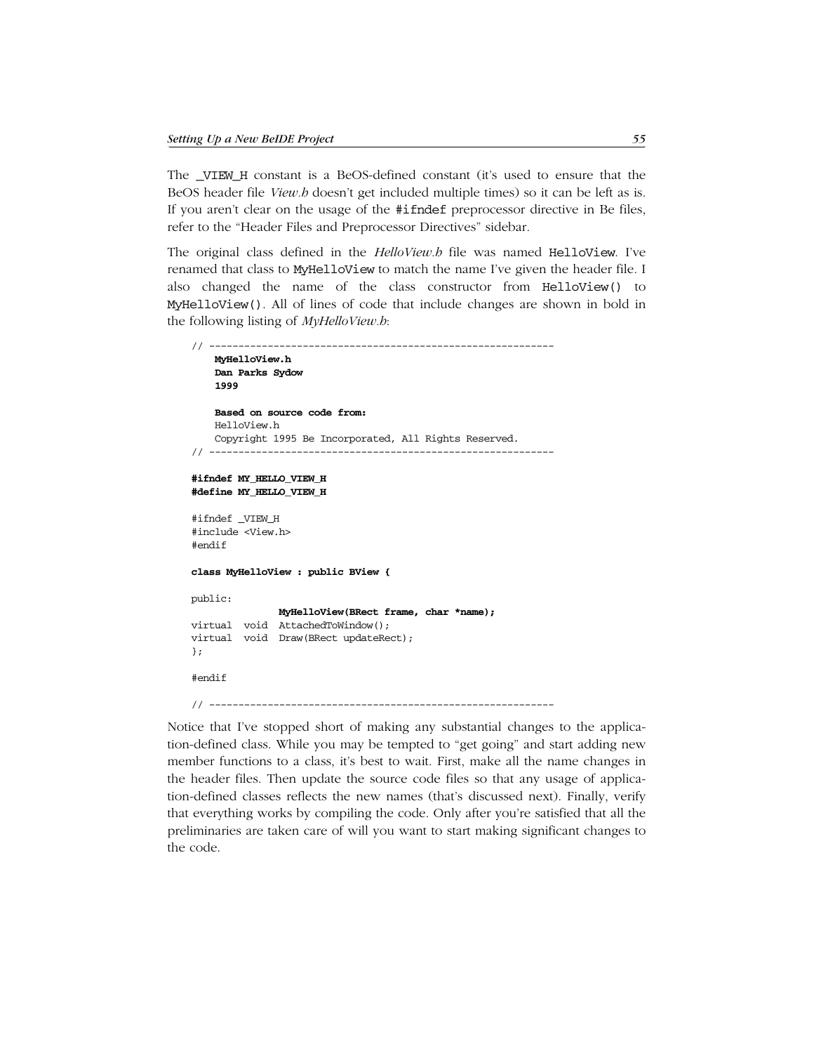The `_VIEW_H` constant is a BeOS-defined constant (it's used to ensure that the BeOS header file *View.h* doesn't get included multiple times) so it can be left as is. If you aren't clear on the usage of the `#ifndef` preprocessor directive in Be files, refer to the "Header Files and Preprocessor Directives" sidebar.

The original class defined in the *HelloView.h* file was named `HelloView`. I've renamed that class to `MyHelloView` to match the name I've given the header file. I also changed the name of the class constructor from `HelloView()` to `MyHelloView()`. All of lines of code that include changes are shown in bold in the following listing of *MyHelloView.h*:

```
// ----------------------------------------------------------
    MyHelloView.h
    Dan Parks Sydow
    1999

    Based on source code from:
    HelloView.h
    Copyright 1995 Be Incorporated, All Rights Reserved.
// ----------------------------------------------------------

#ifndef MY_HELLO_VIEW_H
#define MY_HELLO_VIEW_H

#ifndef _VIEW_H
#include <View.h>
#endif

class MyHelloView : public BView {

public:
                MyHelloView(BRect frame, char *name);
virtual  void  AttachedToWindow();
virtual  void  Draw(BRect updateRect);
};

#endif

// ----------------------------------------------------------
```

Notice that I've stopped short of making any substantial changes to the application-defined class. While you may be tempted to "get going" and start adding new member functions to a class, it's best to wait. First, make all the name changes in the header files. Then update the source code files so that any usage of application-defined classes reflects the new names (that's discussed next). Finally, verify that everything works by compiling the code. Only after you're satisfied that all the preliminaries are taken care of will you want to start making significant changes to the code.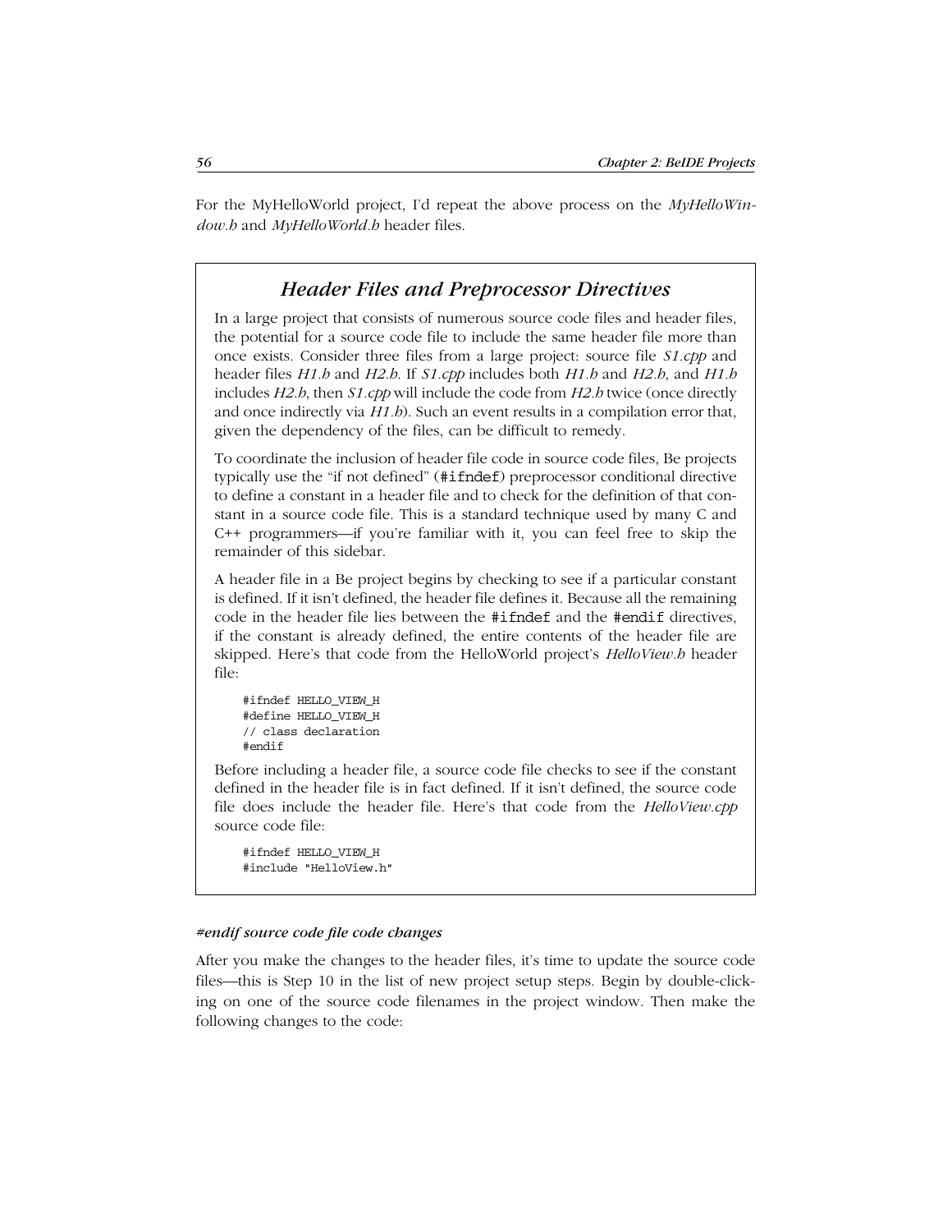For the MyHelloWorld project, I'd repeat the above process on the *MyHelloWindow.h* and *MyHelloWorld.h* header files.

## *Header Files and Preprocessor Directives*

In a large project that consists of numerous source code files and header files, the potential for a source code file to include the same header file more than once exists. Consider three files from a large project: source file *S1.cpp* and header files *H1.h* and *H2.h*. If *S1.cpp* includes both *H1.h* and *H2.h*, and *H1.h* includes *H2.h*, then *S1.cpp* will include the code from *H2.h* twice (once directly and once indirectly via *H1.h*). Such an event results in a compilation error that, given the dependency of the files, can be difficult to remedy.

To coordinate the inclusion of header file code in source code files, Be projects typically use the "if not defined" (`#ifndef`) preprocessor conditional directive to define a constant in a header file and to check for the definition of that constant in a source code file. This is a standard technique used by many C and C++ programmers—if you're familiar with it, you can feel free to skip the remainder of this sidebar.

A header file in a Be project begins by checking to see if a particular constant is defined. If it isn't defined, the header file defines it. Because all the remaining code in the header file lies between the `#ifndef` and the `#endif` directives, if the constant is already defined, the entire contents of the header file are skipped. Here's that code from the HelloWorld project's *HelloView.h* header file:

```
#ifndef HELLO_VIEW_H
#define HELLO_VIEW_H
// class declaration
#endif
```

Before including a header file, a source code file checks to see if the constant defined in the header file is in fact defined. If it isn't defined, the source code file does include the header file. Here's that code from the *HelloView.cpp* source code file:

```
#ifndef HELLO_VIEW_H
#include "HelloView.h"
```

#### *#endif source code file code changes*

After you make the changes to the header files, it's time to update the source code files—this is Step 10 in the list of new project setup steps. Begin by double-clicking on one of the source code filenames in the project window. Then make the following changes to the code: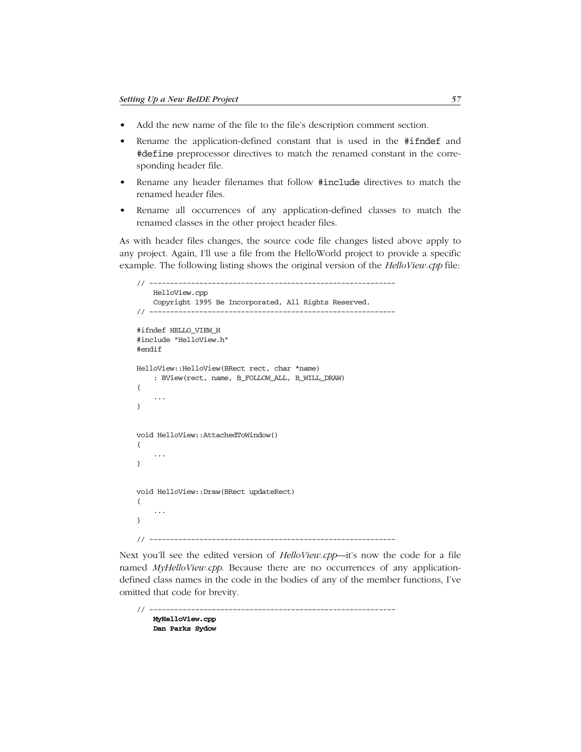- Add the new name of the file to the file's description comment section.
- Rename the application-defined constant that is used in the #ifndef and #define preprocessor directives to match the renamed constant in the corresponding header file.
- Rename any header filenames that follow #include directives to match the renamed header files.
- Rename all occurrences of any application-defined classes to match the renamed classes in the other project header files.

As with header files changes, the source code file changes listed above apply to any project. Again, I'll use a file from the HelloWorld project to provide a specific example. The following listing shows the original version of the *HelloView.cpp* file:

```
// ----------------------------------------------------------
    HelloView.cpp
    Copyright 1995 Be Incorporated, All Rights Reserved.
// ----------------------------------------------------------

#ifndef HELLO_VIEW_H
#include "HelloView.h"
#endif

HelloView::HelloView(BRect rect, char *name)
    : BView(rect, name, B_FOLLOW_ALL, B_WILL_DRAW)
{
    ...
}


void HelloView::AttachedToWindow()
{
    ...
}


void HelloView::Draw(BRect updateRect)
{
    ...
}

// ----------------------------------------------------------
```

Next you'll see the edited version of *HelloView.cpp*—it's now the code for a file named *MyHelloView.cpp*. Because there are no occurrences of any application-defined class names in the code in the bodies of any of the member functions, I've omitted that code for brevity.

```
// ----------------------------------------------------------
    MyHelloView.cpp
    Dan Parks Sydow
```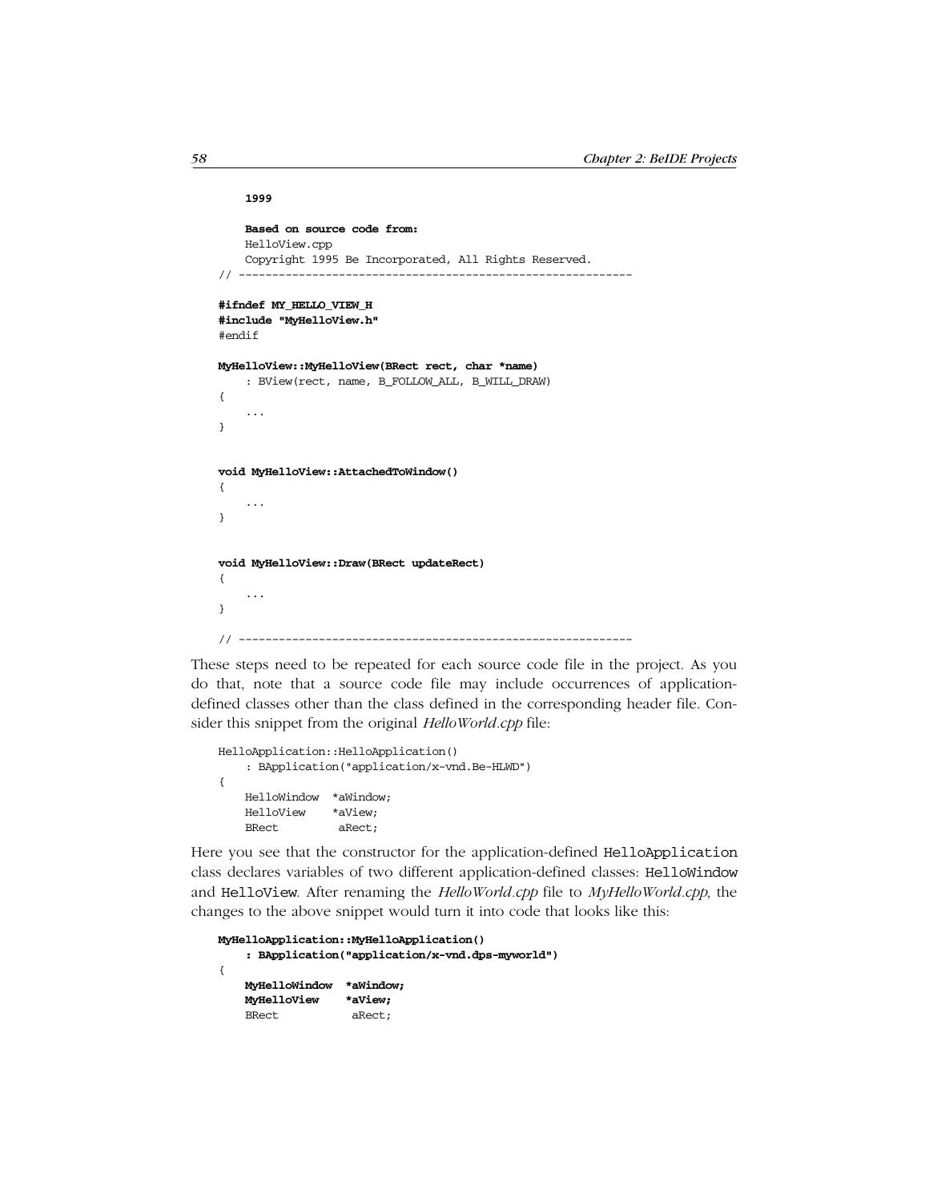```
    1999

    Based on source code from:
    HelloView.cpp
    Copyright 1995 Be Incorporated, All Rights Reserved.
// -----------------------------------------------------------

#ifndef MY_HELLO_VIEW_H
#include "MyHelloView.h"
#endif

MyHelloView::MyHelloView(BRect rect, char *name)
    : BView(rect, name, B_FOLLOW_ALL, B_WILL_DRAW)
{
    ...
}


void MyHelloView::AttachedToWindow()
{
    ...
}


void MyHelloView::Draw(BRect updateRect)
{
    ...
}

// -----------------------------------------------------------
```

These steps need to be repeated for each source code file in the project. As you do that, note that a source code file may include occurrences of application-defined classes other than the class defined in the corresponding header file. Consider this snippet from the original *HelloWorld.cpp* file:

```
HelloApplication::HelloApplication()
    : BApplication("application/x-vnd.Be-HLWD")
{
    HelloWindow  *aWindow;
    HelloView    *aView;
    BRect         aRect;
```

Here you see that the constructor for the application-defined `HelloApplication` class declares variables of two different application-defined classes: `HelloWindow` and `HelloView`. After renaming the *HelloWorld.cpp* file to *MyHelloWorld.cpp*, the changes to the above snippet would turn it into code that looks like this:

```
MyHelloApplication::MyHelloApplication()
    : BApplication("application/x-vnd.dps-myworld")
{
    MyHelloWindow  *aWindow;
    MyHelloView    *aView;
    BRect           aRect;
```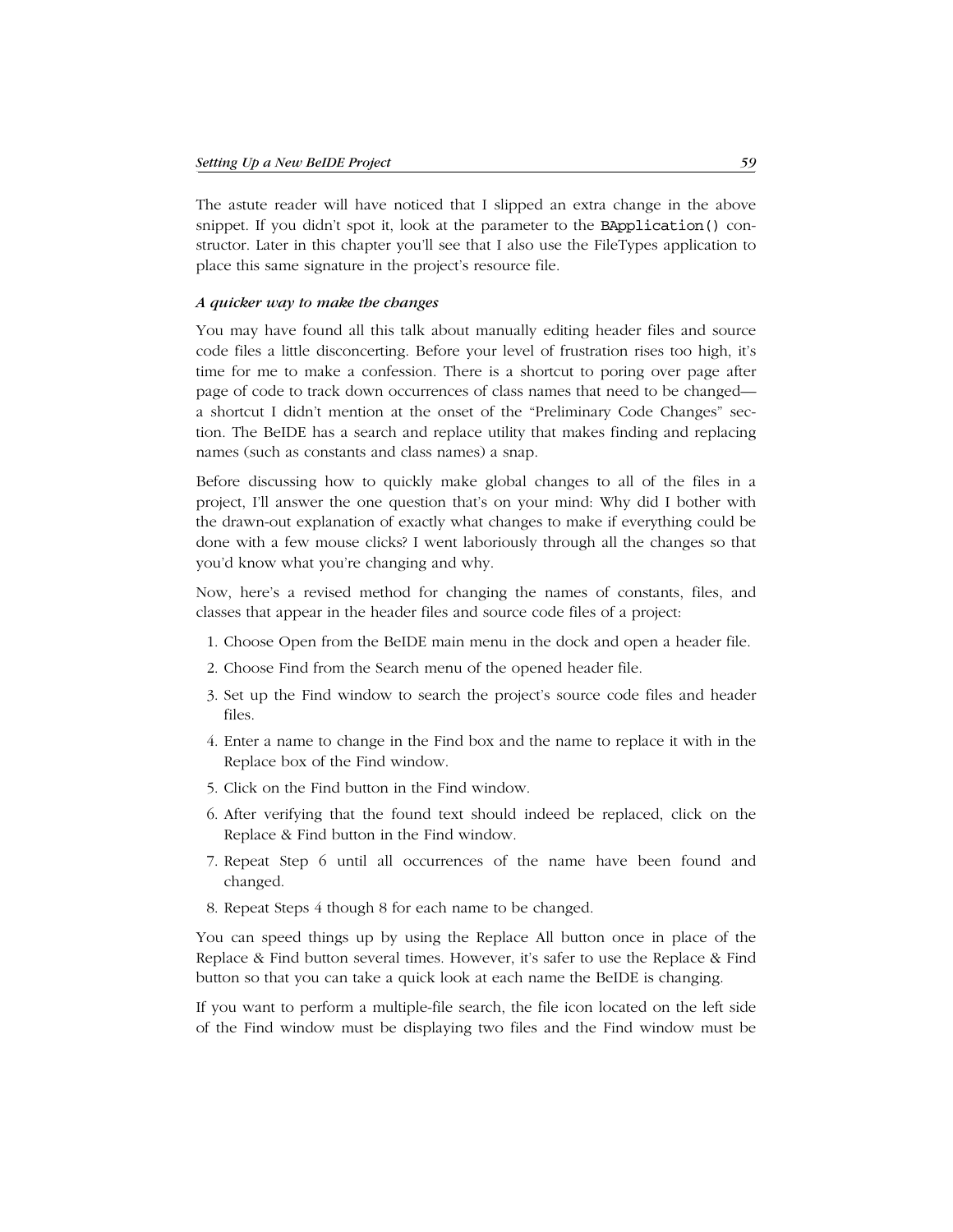The astute reader will have noticed that I slipped an extra change in the above snippet. If you didn't spot it, look at the parameter to the `BApplication()` constructor. Later in this chapter you'll see that I also use the FileTypes application to place this same signature in the project's resource file.

#### *A quicker way to make the changes*

You may have found all this talk about manually editing header files and source code files a little disconcerting. Before your level of frustration rises too high, it's time for me to make a confession. There is a shortcut to poring over page after page of code to track down occurrences of class names that need to be changed—a shortcut I didn't mention at the onset of the "Preliminary Code Changes" section. The BeIDE has a search and replace utility that makes finding and replacing names (such as constants and class names) a snap.

Before discussing how to quickly make global changes to all of the files in a project, I'll answer the one question that's on your mind: Why did I bother with the drawn-out explanation of exactly what changes to make if everything could be done with a few mouse clicks? I went laboriously through all the changes so that you'd know what you're changing and why.

Now, here's a revised method for changing the names of constants, files, and classes that appear in the header files and source code files of a project:

1. Choose Open from the BeIDE main menu in the dock and open a header file.
2. Choose Find from the Search menu of the opened header file.
3. Set up the Find window to search the project's source code files and header files.
4. Enter a name to change in the Find box and the name to replace it with in the Replace box of the Find window.
5. Click on the Find button in the Find window.
6. After verifying that the found text should indeed be replaced, click on the Replace & Find button in the Find window.
7. Repeat Step 6 until all occurrences of the name have been found and changed.
8. Repeat Steps 4 though 8 for each name to be changed.

You can speed things up by using the Replace All button once in place of the Replace & Find button several times. However, it's safer to use the Replace & Find button so that you can take a quick look at each name the BeIDE is changing.

If you want to perform a multiple-file search, the file icon located on the left side of the Find window must be displaying two files and the Find window must be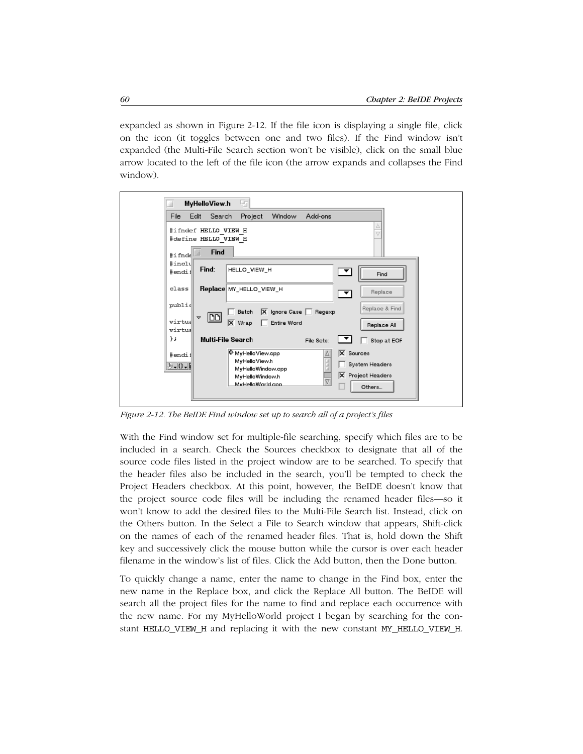expanded as shown in Figure 2-12. If the file icon is displaying a single file, click on the icon (it toggles between one and two files). If the Find window isn't expanded (the Multi-File Search section won't be visible), click on the small blue arrow located to the left of the file icon (the arrow expands and collapses the Find window).

*Figure 2-12. The BeIDE Find window set up to search all of a project's files*

With the Find window set for multiple-file searching, specify which files are to be included in a search. Check the Sources checkbox to designate that all of the source code files listed in the project window are to be searched. To specify that the header files also be included in the search, you'll be tempted to check the Project Headers checkbox. At this point, however, the BeIDE doesn't know that the project source code files will be including the renamed header files—so it won't know to add the desired files to the Multi-File Search list. Instead, click on the Others button. In the Select a File to Search window that appears, Shift-click on the names of each of the renamed header files. That is, hold down the Shift key and successively click the mouse button while the cursor is over each header filename in the window's list of files. Click the Add button, then the Done button.

To quickly change a name, enter the name to change in the Find box, enter the new name in the Replace box, and click the Replace All button. The BeIDE will search all the project files for the name to find and replace each occurrence with the new name. For my MyHelloWorld project I began by searching for the constant `HELLO_VIEW_H` and replacing it with the new constant `MY_HELLO_VIEW_H`.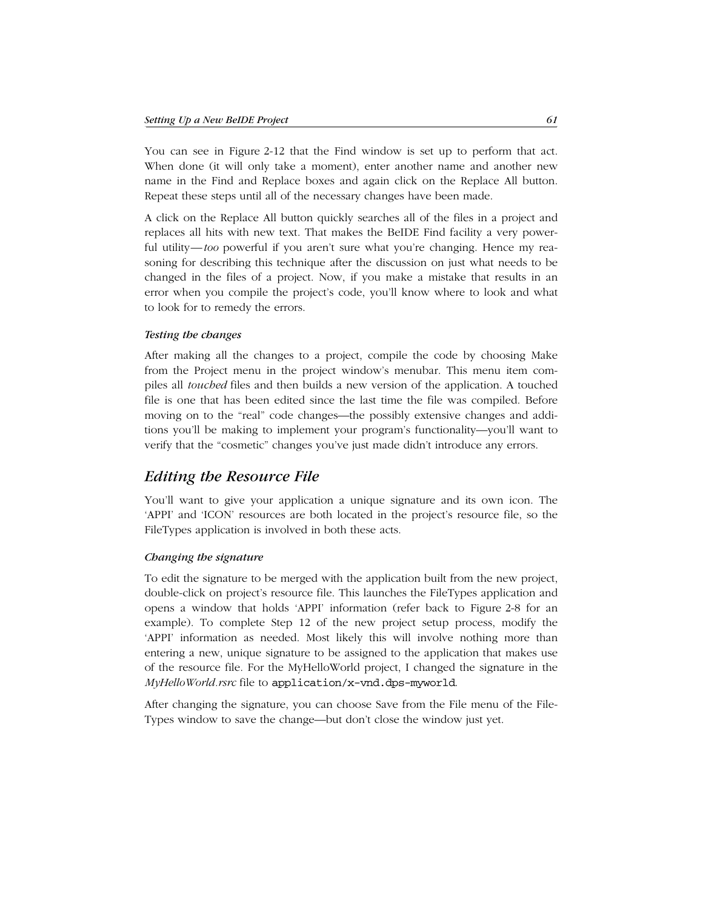You can see in Figure 2-12 that the Find window is set up to perform that act. When done (it will only take a moment), enter another name and another new name in the Find and Replace boxes and again click on the Replace All button. Repeat these steps until all of the necessary changes have been made.

A click on the Replace All button quickly searches all of the files in a project and replaces all hits with new text. That makes the BeIDE Find facility a very powerful utility—*too* powerful if you aren't sure what you're changing. Hence my reasoning for describing this technique after the discussion on just what needs to be changed in the files of a project. Now, if you make a mistake that results in an error when you compile the project's code, you'll know where to look and what to look for to remedy the errors.

#### *Testing the changes*

After making all the changes to a project, compile the code by choosing Make from the Project menu in the project window's menubar. This menu item compiles all *touched* files and then builds a new version of the application. A touched file is one that has been edited since the last time the file was compiled. Before moving on to the "real" code changes—the possibly extensive changes and additions you'll be making to implement your program's functionality—you'll want to verify that the "cosmetic" changes you've just made didn't introduce any errors.

## *Editing the Resource File*

You'll want to give your application a unique signature and its own icon. The 'APPI' and 'ICON' resources are both located in the project's resource file, so the FileTypes application is involved in both these acts.

#### *Changing the signature*

To edit the signature to be merged with the application built from the new project, double-click on project's resource file. This launches the FileTypes application and opens a window that holds 'APPI' information (refer back to Figure 2-8 for an example). To complete Step 12 of the new project setup process, modify the 'APPI' information as needed. Most likely this will involve nothing more than entering a new, unique signature to be assigned to the application that makes use of the resource file. For the MyHelloWorld project, I changed the signature in the *MyHelloWorld.rsrc* file to `application/x-vnd.dps-myworld`.

After changing the signature, you can choose Save from the File menu of the FileTypes window to save the change—but don't close the window just yet.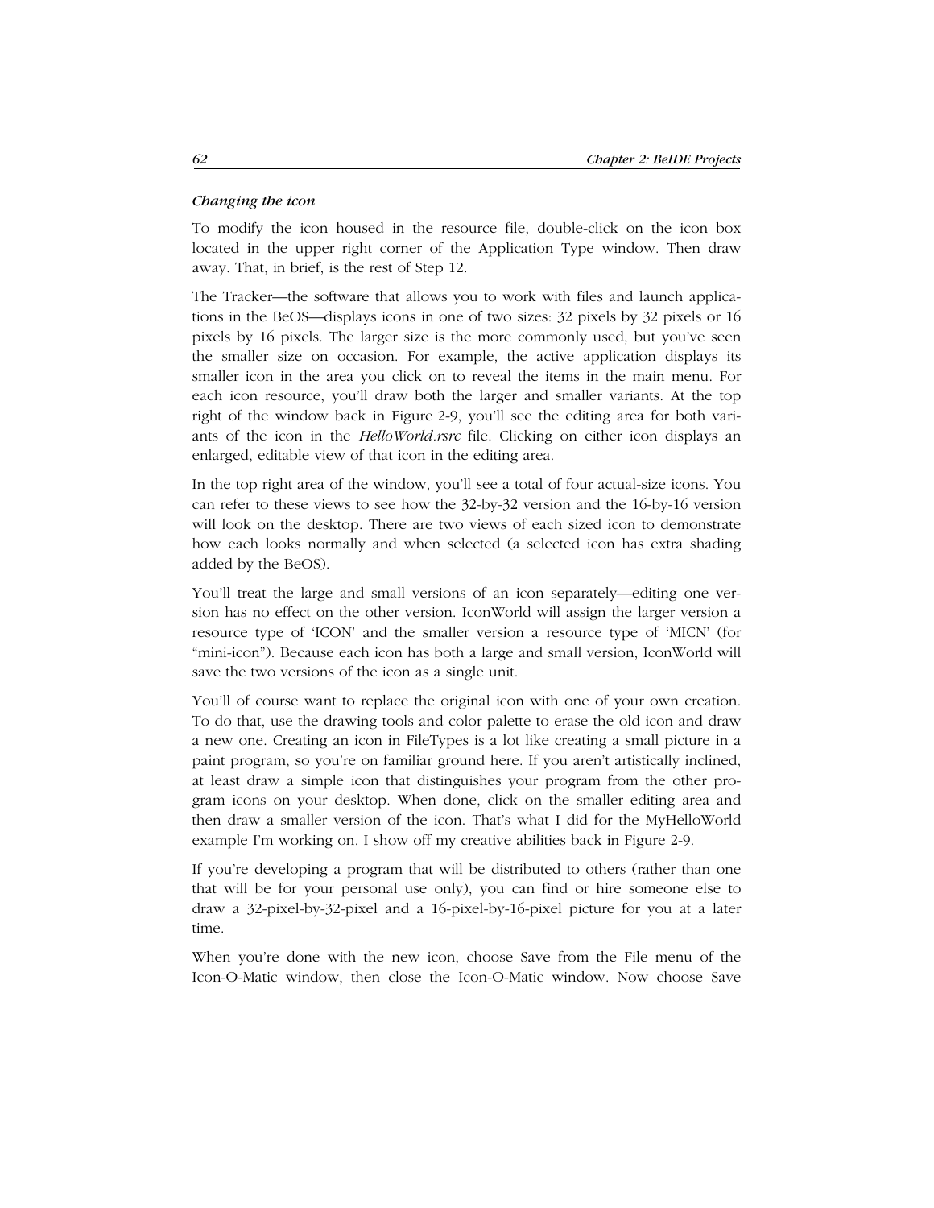### *Changing the icon*

To modify the icon housed in the resource file, double-click on the icon box located in the upper right corner of the Application Type window. Then draw away. That, in brief, is the rest of Step 12.

The Tracker—the software that allows you to work with files and launch applications in the BeOS—displays icons in one of two sizes: 32 pixels by 32 pixels or 16 pixels by 16 pixels. The larger size is the more commonly used, but you've seen the smaller size on occasion. For example, the active application displays its smaller icon in the area you click on to reveal the items in the main menu. For each icon resource, you'll draw both the larger and smaller variants. At the top right of the window back in Figure 2-9, you'll see the editing area for both variants of the icon in the *HelloWorld.rsrc* file. Clicking on either icon displays an enlarged, editable view of that icon in the editing area.

In the top right area of the window, you'll see a total of four actual-size icons. You can refer to these views to see how the 32-by-32 version and the 16-by-16 version will look on the desktop. There are two views of each sized icon to demonstrate how each looks normally and when selected (a selected icon has extra shading added by the BeOS).

You'll treat the large and small versions of an icon separately—editing one version has no effect on the other version. IconWorld will assign the larger version a resource type of 'ICON' and the smaller version a resource type of 'MICN' (for "mini-icon"). Because each icon has both a large and small version, IconWorld will save the two versions of the icon as a single unit.

You'll of course want to replace the original icon with one of your own creation. To do that, use the drawing tools and color palette to erase the old icon and draw a new one. Creating an icon in FileTypes is a lot like creating a small picture in a paint program, so you're on familiar ground here. If you aren't artistically inclined, at least draw a simple icon that distinguishes your program from the other program icons on your desktop. When done, click on the smaller editing area and then draw a smaller version of the icon. That's what I did for the MyHelloWorld example I'm working on. I show off my creative abilities back in Figure 2-9.

If you're developing a program that will be distributed to others (rather than one that will be for your personal use only), you can find or hire someone else to draw a 32-pixel-by-32-pixel and a 16-pixel-by-16-pixel picture for you at a later time.

When you're done with the new icon, choose Save from the File menu of the Icon-O-Matic window, then close the Icon-O-Matic window. Now choose Save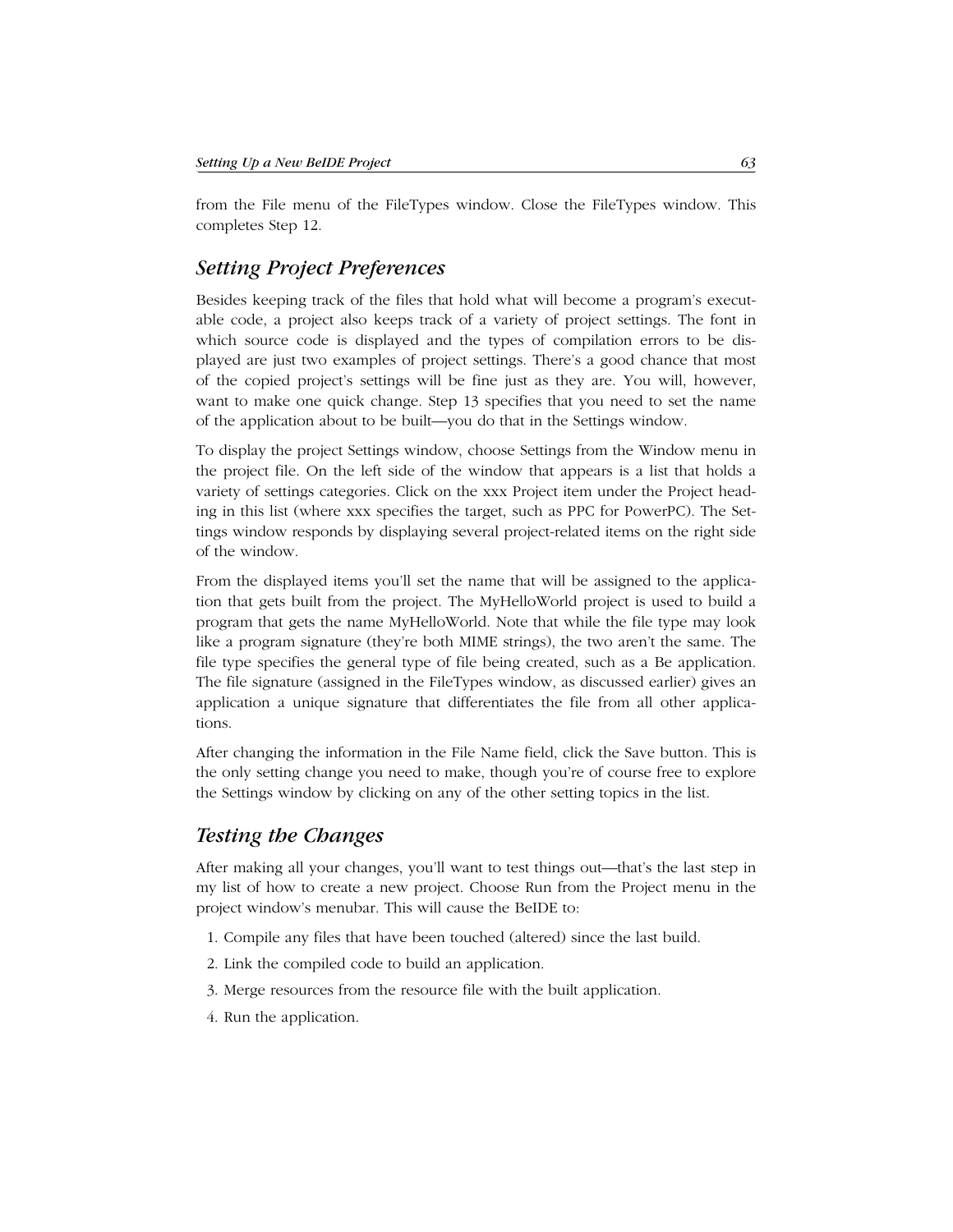from the File menu of the FileTypes window. Close the FileTypes window. This completes Step 12.

## *Setting Project Preferences*

Besides keeping track of the files that hold what will become a program's executable code, a project also keeps track of a variety of project settings. The font in which source code is displayed and the types of compilation errors to be displayed are just two examples of project settings. There's a good chance that most of the copied project's settings will be fine just as they are. You will, however, want to make one quick change. Step 13 specifies that you need to set the name of the application about to be built—you do that in the Settings window.

To display the project Settings window, choose Settings from the Window menu in the project file. On the left side of the window that appears is a list that holds a variety of settings categories. Click on the xxx Project item under the Project heading in this list (where xxx specifies the target, such as PPC for PowerPC). The Settings window responds by displaying several project-related items on the right side of the window.

From the displayed items you'll set the name that will be assigned to the application that gets built from the project. The MyHelloWorld project is used to build a program that gets the name MyHelloWorld. Note that while the file type may look like a program signature (they're both MIME strings), the two aren't the same. The file type specifies the general type of file being created, such as a Be application. The file signature (assigned in the FileTypes window, as discussed earlier) gives an application a unique signature that differentiates the file from all other applications.

After changing the information in the File Name field, click the Save button. This is the only setting change you need to make, though you're of course free to explore the Settings window by clicking on any of the other setting topics in the list.

## *Testing the Changes*

After making all your changes, you'll want to test things out—that's the last step in my list of how to create a new project. Choose Run from the Project menu in the project window's menubar. This will cause the BeIDE to:

1. Compile any files that have been touched (altered) since the last build.
2. Link the compiled code to build an application.
3. Merge resources from the resource file with the built application.
4. Run the application.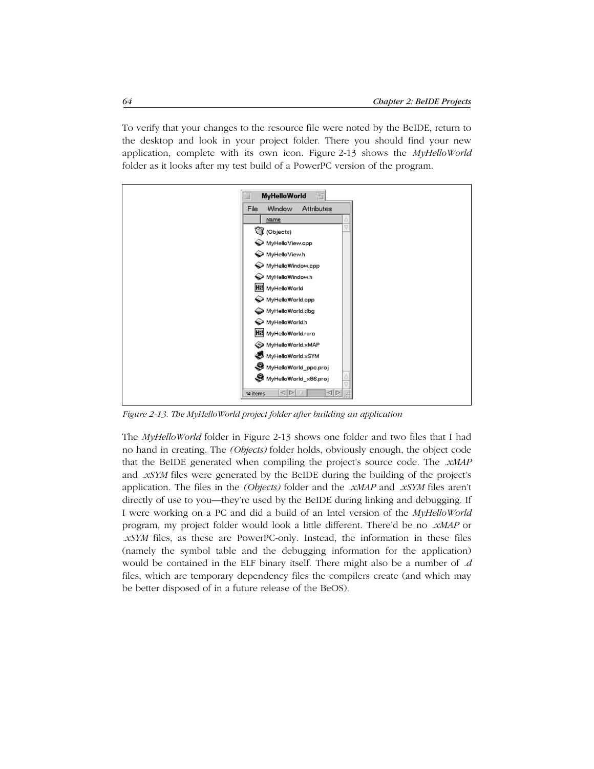To verify that your changes to the resource file were noted by the BeIDE, return to the desktop and look in your project folder. There you should find your new application, complete with its own icon. Figure 2-13 shows the *MyHelloWorld* folder as it looks after my test build of a PowerPC version of the program.

MyHelloWorld
File Window Attributes
Name
(Objects)
MyHelloView.cpp
MyHelloView.h
MyHelloWindow.cpp
MyHelloWindow.h
MyHelloWorld
MyHelloWorld.cpp
MyHelloWorld.dbg
MyHelloWorld.h
MyHelloWorld.rsrc
MyHelloWorld.xMAP
MyHelloWorld.xSYM
MyHelloWorld_ppc.proj
MyHelloWorld_x86.proj
14 items

*Figure 2-13. The MyHelloWorld project folder after building an application*

The *MyHelloWorld* folder in Figure 2-13 shows one folder and two files that I had no hand in creating. The *(Objects)* folder holds, obviously enough, the object code that the BeIDE generated when compiling the project's source code. The *.xMAP* and *.xSYM* files were generated by the BeIDE during the building of the project's application. The files in the *(Objects)* folder and the *.xMAP* and *.xSYM* files aren't directly of use to you—they're used by the BeIDE during linking and debugging. If I were working on a PC and did a build of an Intel version of the *MyHelloWorld* program, my project folder would look a little different. There'd be no *.xMAP* or *.xSYM* files, as these are PowerPC-only. Instead, the information in these files (namely the symbol table and the debugging information for the application) would be contained in the ELF binary itself. There might also be a number of *.d* files, which are temporary dependency files the compilers create (and which may be better disposed of in a future release of the BeOS).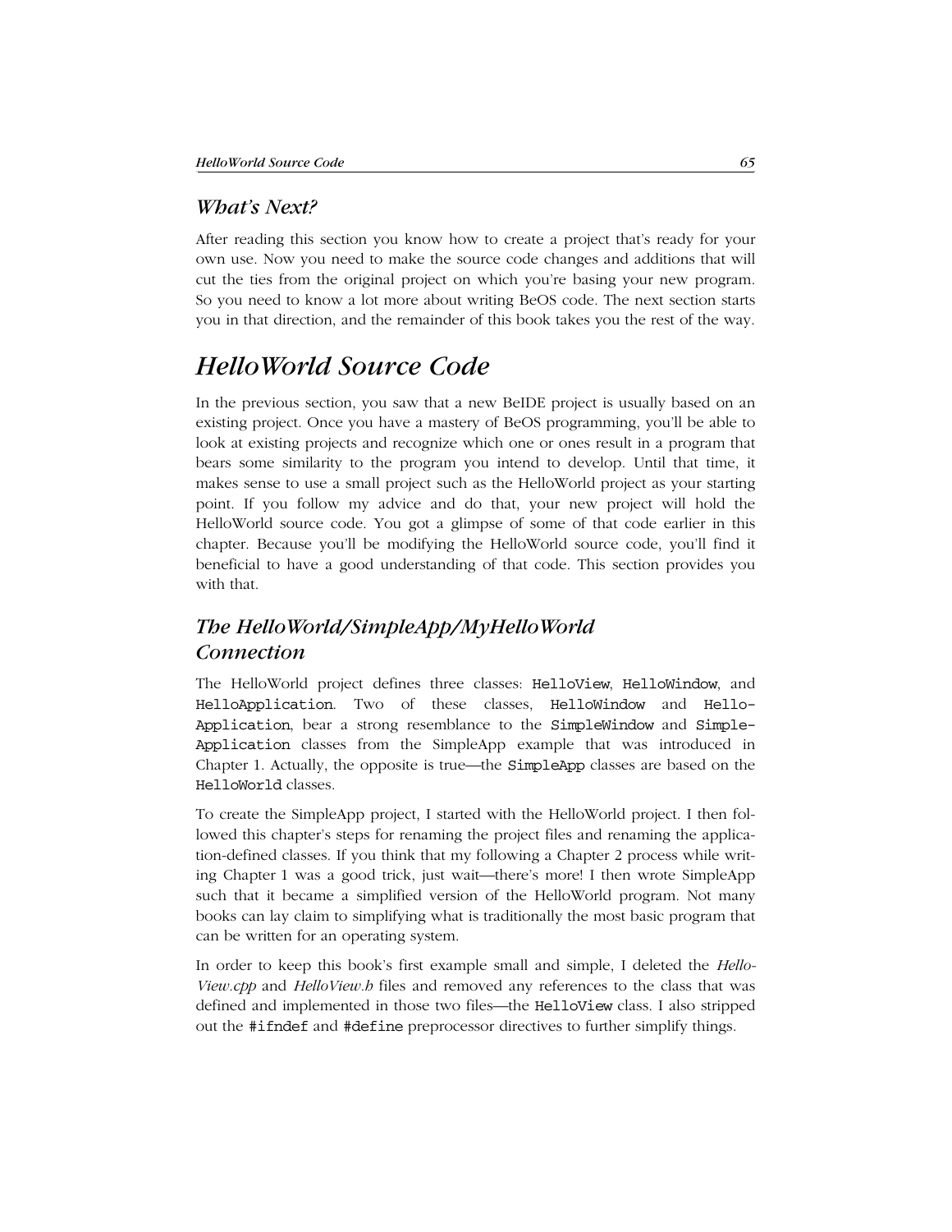### *What's Next?*

After reading this section you know how to create a project that's ready for your own use. Now you need to make the source code changes and additions that will cut the ties from the original project on which you're basing your new program. So you need to know a lot more about writing BeOS code. The next section starts you in that direction, and the remainder of this book takes you the rest of the way.

## *HelloWorld Source Code*

In the previous section, you saw that a new BeIDE project is usually based on an existing project. Once you have a mastery of BeOS programming, you'll be able to look at existing projects and recognize which one or ones result in a program that bears some similarity to the program you intend to develop. Until that time, it makes sense to use a small project such as the HelloWorld project as your starting point. If you follow my advice and do that, your new project will hold the HelloWorld source code. You got a glimpse of some of that code earlier in this chapter. Because you'll be modifying the HelloWorld source code, you'll find it beneficial to have a good understanding of that code. This section provides you with that.

### *The HelloWorld/SimpleApp/MyHelloWorld Connection*

The HelloWorld project defines three classes: `HelloView`, `HelloWindow`, and `HelloApplication`. Two of these classes, `HelloWindow` and `HelloApplication`, bear a strong resemblance to the `SimpleWindow` and `SimpleApplication` classes from the SimpleApp example that was introduced in Chapter 1. Actually, the opposite is true—the `SimpleApp` classes are based on the `HelloWorld` classes.

To create the SimpleApp project, I started with the HelloWorld project. I then followed this chapter's steps for renaming the project files and renaming the application-defined classes. If you think that my following a Chapter 2 process while writing Chapter 1 was a good trick, just wait—there's more! I then wrote SimpleApp such that it became a simplified version of the HelloWorld program. Not many books can lay claim to simplifying what is traditionally the most basic program that can be written for an operating system.

In order to keep this book's first example small and simple, I deleted the *HelloView.cpp* and *HelloView.h* files and removed any references to the class that was defined and implemented in those two files—the `HelloView` class. I also stripped out the `#ifndef` and `#define` preprocessor directives to further simplify things.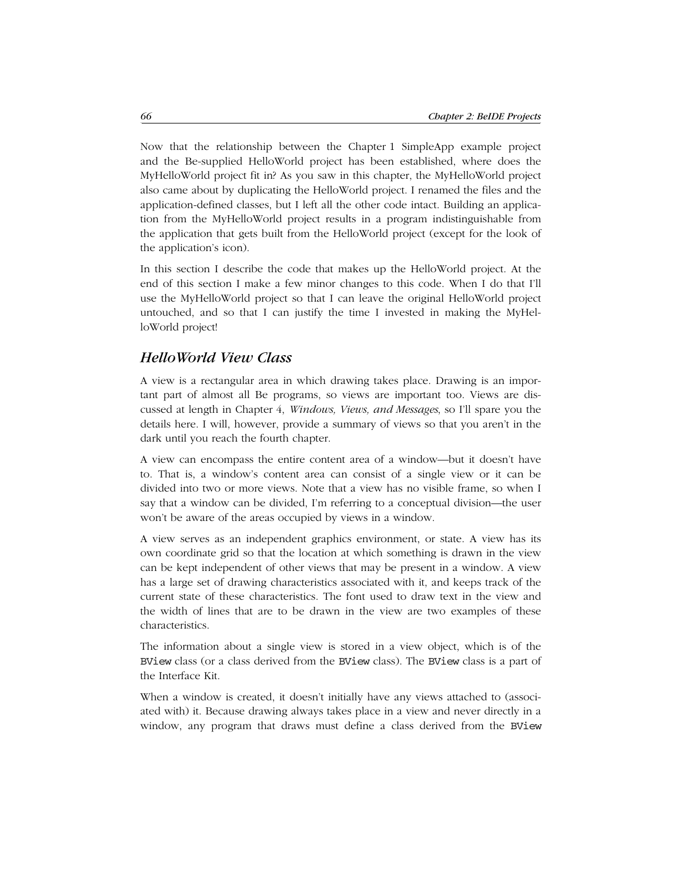Now that the relationship between the Chapter 1 SimpleApp example project and the Be-supplied HelloWorld project has been established, where does the MyHelloWorld project fit in? As you saw in this chapter, the MyHelloWorld project also came about by duplicating the HelloWorld project. I renamed the files and the application-defined classes, but I left all the other code intact. Building an application from the MyHelloWorld project results in a program indistinguishable from the application that gets built from the HelloWorld project (except for the look of the application's icon).

In this section I describe the code that makes up the HelloWorld project. At the end of this section I make a few minor changes to this code. When I do that I'll use the MyHelloWorld project so that I can leave the original HelloWorld project untouched, and so that I can justify the time I invested in making the MyHelloWorld project!

## *HelloWorld View Class*

A view is a rectangular area in which drawing takes place. Drawing is an important part of almost all Be programs, so views are important too. Views are discussed at length in Chapter 4, *Windows, Views, and Messages*, so I'll spare you the details here. I will, however, provide a summary of views so that you aren't in the dark until you reach the fourth chapter.

A view can encompass the entire content area of a window—but it doesn't have to. That is, a window's content area can consist of a single view or it can be divided into two or more views. Note that a view has no visible frame, so when I say that a window can be divided, I'm referring to a conceptual division—the user won't be aware of the areas occupied by views in a window.

A view serves as an independent graphics environment, or state. A view has its own coordinate grid so that the location at which something is drawn in the view can be kept independent of other views that may be present in a window. A view has a large set of drawing characteristics associated with it, and keeps track of the current state of these characteristics. The font used to draw text in the view and the width of lines that are to be drawn in the view are two examples of these characteristics.

The information about a single view is stored in a view object, which is of the `BView` class (or a class derived from the `BView` class). The `BView` class is a part of the Interface Kit.

When a window is created, it doesn't initially have any views attached to (associated with) it. Because drawing always takes place in a view and never directly in a window, any program that draws must define a class derived from the `BView`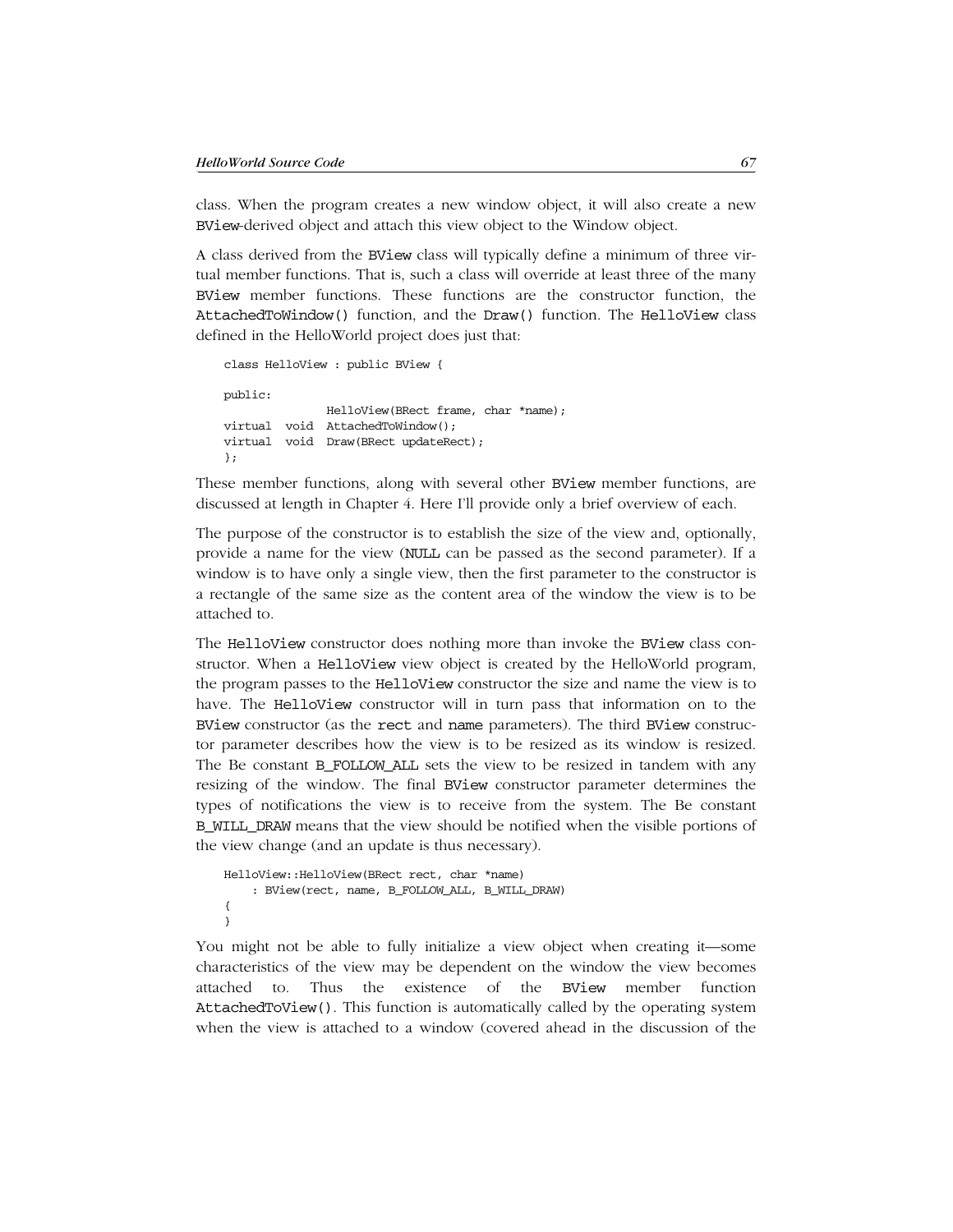class. When the program creates a new window object, it will also create a new BView-derived object and attach this view object to the Window object.

A class derived from the BView class will typically define a minimum of three virtual member functions. That is, such a class will override at least three of the many BView member functions. These functions are the constructor function, the AttachedToWindow() function, and the Draw() function. The HelloView class defined in the HelloWorld project does just that:

```
class HelloView : public BView {

public:
              HelloView(BRect frame, char *name);
virtual  void  AttachedToWindow();
virtual  void  Draw(BRect updateRect);
};
```

These member functions, along with several other BView member functions, are discussed at length in Chapter 4. Here I'll provide only a brief overview of each.

The purpose of the constructor is to establish the size of the view and, optionally, provide a name for the view (NULL can be passed as the second parameter). If a window is to have only a single view, then the first parameter to the constructor is a rectangle of the same size as the content area of the window the view is to be attached to.

The HelloView constructor does nothing more than invoke the BView class constructor. When a HelloView view object is created by the HelloWorld program, the program passes to the HelloView constructor the size and name the view is to have. The HelloView constructor will in turn pass that information on to the BView constructor (as the rect and name parameters). The third BView constructor parameter describes how the view is to be resized as its window is resized. The Be constant B_FOLLOW_ALL sets the view to be resized in tandem with any resizing of the window. The final BView constructor parameter determines the types of notifications the view is to receive from the system. The Be constant B_WILL_DRAW means that the view should be notified when the visible portions of the view change (and an update is thus necessary).

```
HelloView::HelloView(BRect rect, char *name)
    : BView(rect, name, B_FOLLOW_ALL, B_WILL_DRAW)
{
}
```

You might not be able to fully initialize a view object when creating it—some characteristics of the view may be dependent on the window the view becomes attached to. Thus the existence of the BView member function AttachedToView(). This function is automatically called by the operating system when the view is attached to a window (covered ahead in the discussion of the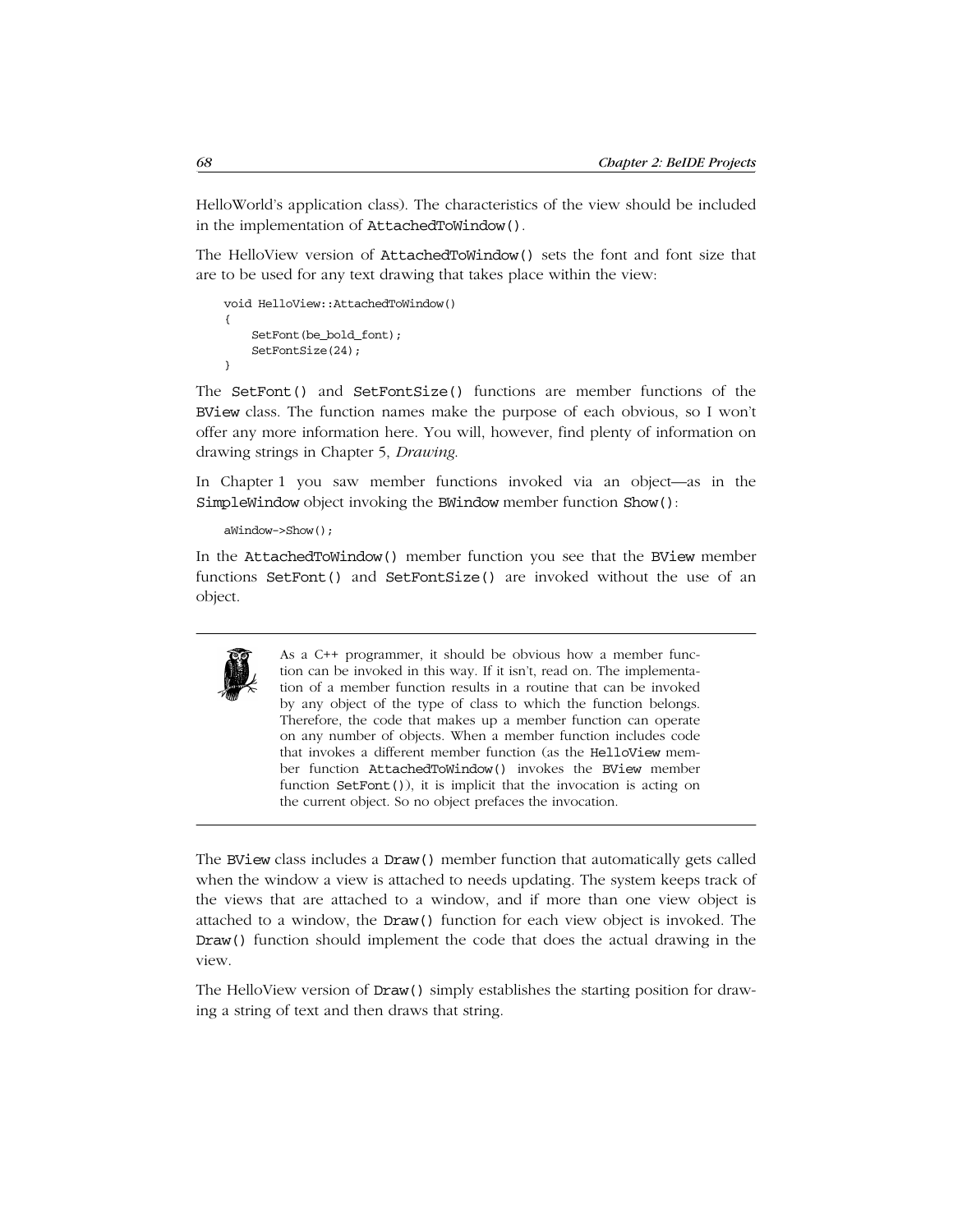HelloWorld's application class). The characteristics of the view should be included in the implementation of `AttachedToWindow()`.

The HelloView version of `AttachedToWindow()` sets the font and font size that are to be used for any text drawing that takes place within the view:

```
void HelloView::AttachedToWindow()
{
    SetFont(be_bold_font);
    SetFontSize(24);
}
```

The `SetFont()` and `SetFontSize()` functions are member functions of the `BView` class. The function names make the purpose of each obvious, so I won't offer any more information here. You will, however, find plenty of information on drawing strings in Chapter 5, *Drawing*.

In Chapter 1 you saw member functions invoked via an object—as in the `SimpleWindow` object invoking the `BWindow` member function `Show()`:

```
aWindow->Show();
```

In the `AttachedToWindow()` member function you see that the `BView` member functions `SetFont()` and `SetFontSize()` are invoked without the use of an object.

> As a C++ programmer, it should be obvious how a member function can be invoked in this way. If it isn't, read on. The implementation of a member function results in a routine that can be invoked by any object of the type of class to which the function belongs. Therefore, the code that makes up a member function can operate on any number of objects. When a member function includes code that invokes a different member function (as the `HelloView` member function `AttachedToWindow()` invokes the `BView` member function `SetFont()`), it is implicit that the invocation is acting on the current object. So no object prefaces the invocation.

The `BView` class includes a `Draw()` member function that automatically gets called when the window a view is attached to needs updating. The system keeps track of the views that are attached to a window, and if more than one view object is attached to a window, the `Draw()` function for each view object is invoked. The `Draw()` function should implement the code that does the actual drawing in the view.

The HelloView version of `Draw()` simply establishes the starting position for drawing a string of text and then draws that string.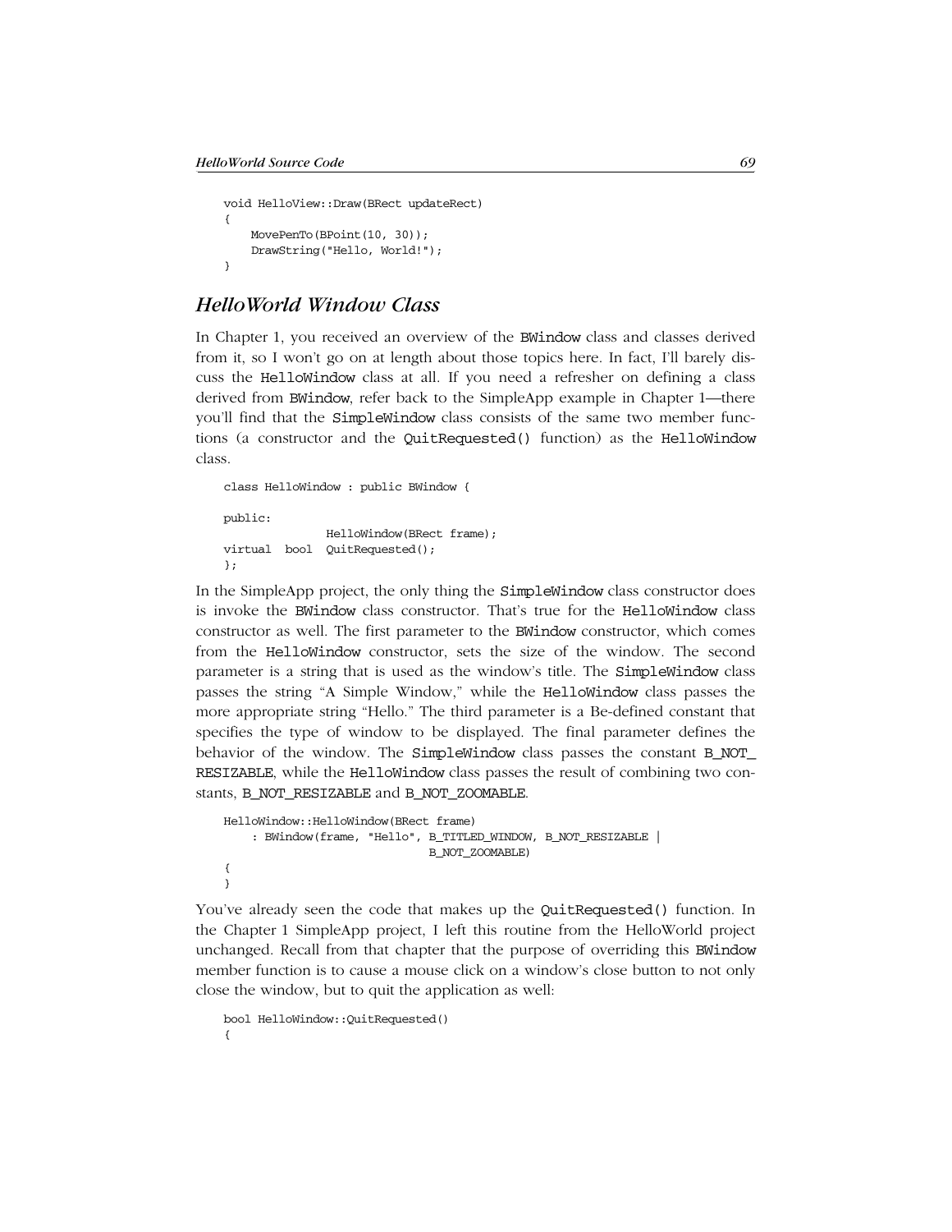```
void HelloView::Draw(BRect updateRect)
{
    MovePenTo(BPoint(10, 30));
    DrawString("Hello, World!");
}
```

## *HelloWorld Window Class*

In Chapter 1, you received an overview of the BWindow class and classes derived from it, so I won't go on at length about those topics here. In fact, I'll barely discuss the HelloWindow class at all. If you need a refresher on defining a class derived from BWindow, refer back to the SimpleApp example in Chapter 1—there you'll find that the SimpleWindow class consists of the same two member functions (a constructor and the QuitRequested() function) as the HelloWindow class.

```
class HelloWindow : public BWindow {

public:
                HelloWindow(BRect frame);
virtual  bool  QuitRequested();
};
```

In the SimpleApp project, the only thing the SimpleWindow class constructor does is invoke the BWindow class constructor. That's true for the HelloWindow class constructor as well. The first parameter to the BWindow constructor, which comes from the HelloWindow constructor, sets the size of the window. The second parameter is a string that is used as the window's title. The SimpleWindow class passes the string "A Simple Window," while the HelloWindow class passes the more appropriate string "Hello." The third parameter is a Be-defined constant that specifies the type of window to be displayed. The final parameter defines the behavior of the window. The SimpleWindow class passes the constant B_NOT_RESIZABLE, while the HelloWindow class passes the result of combining two constants, B_NOT_RESIZABLE and B_NOT_ZOOMABLE.

```
HelloWindow::HelloWindow(BRect frame)
    : BWindow(frame, "Hello", B_TITLED_WINDOW, B_NOT_RESIZABLE |
                              B_NOT_ZOOMABLE)
{
}
```

You've already seen the code that makes up the QuitRequested() function. In the Chapter 1 SimpleApp project, I left this routine from the HelloWorld project unchanged. Recall from that chapter that the purpose of overriding this BWindow member function is to cause a mouse click on a window's close button to not only close the window, but to quit the application as well:

```
bool HelloWindow::QuitRequested()
{
```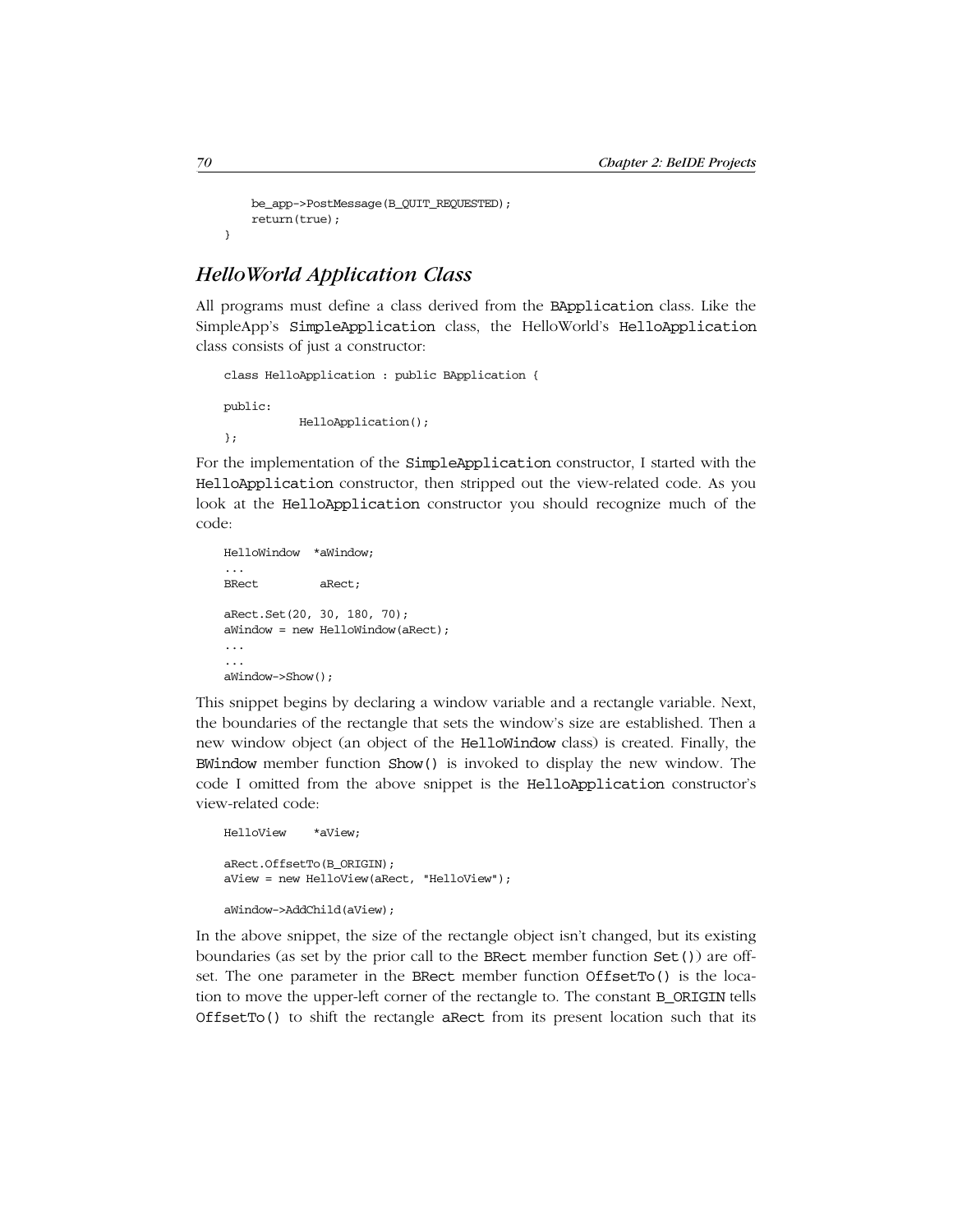```
        be_app->PostMessage(B_QUIT_REQUESTED);
        return(true);
    }
```

## HelloWorld Application Class

All programs must define a class derived from the BApplication class. Like the SimpleApp's SimpleApplication class, the HelloWorld's HelloApplication class consists of just a constructor:

```
class HelloApplication : public BApplication {

public:
            HelloApplication();
};
```

For the implementation of the SimpleApplication constructor, I started with the HelloApplication constructor, then stripped out the view-related code. As you look at the HelloApplication constructor you should recognize much of the code:

```
HelloWindow  *aWindow;
...
BRect         aRect;

aRect.Set(20, 30, 180, 70);
aWindow = new HelloWindow(aRect);
...
...
aWindow->Show();
```

This snippet begins by declaring a window variable and a rectangle variable. Next, the boundaries of the rectangle that sets the window's size are established. Then a new window object (an object of the HelloWindow class) is created. Finally, the BWindow member function Show() is invoked to display the new window. The code I omitted from the above snippet is the HelloApplication constructor's view-related code:

```
HelloView    *aView;

aRect.OffsetTo(B_ORIGIN);
aView = new HelloView(aRect, "HelloView");

aWindow->AddChild(aView);
```

In the above snippet, the size of the rectangle object isn't changed, but its existing boundaries (as set by the prior call to the BRect member function Set()) are offset. The one parameter in the BRect member function OffsetTo() is the location to move the upper-left corner of the rectangle to. The constant B_ORIGIN tells OffsetTo() to shift the rectangle aRect from its present location such that its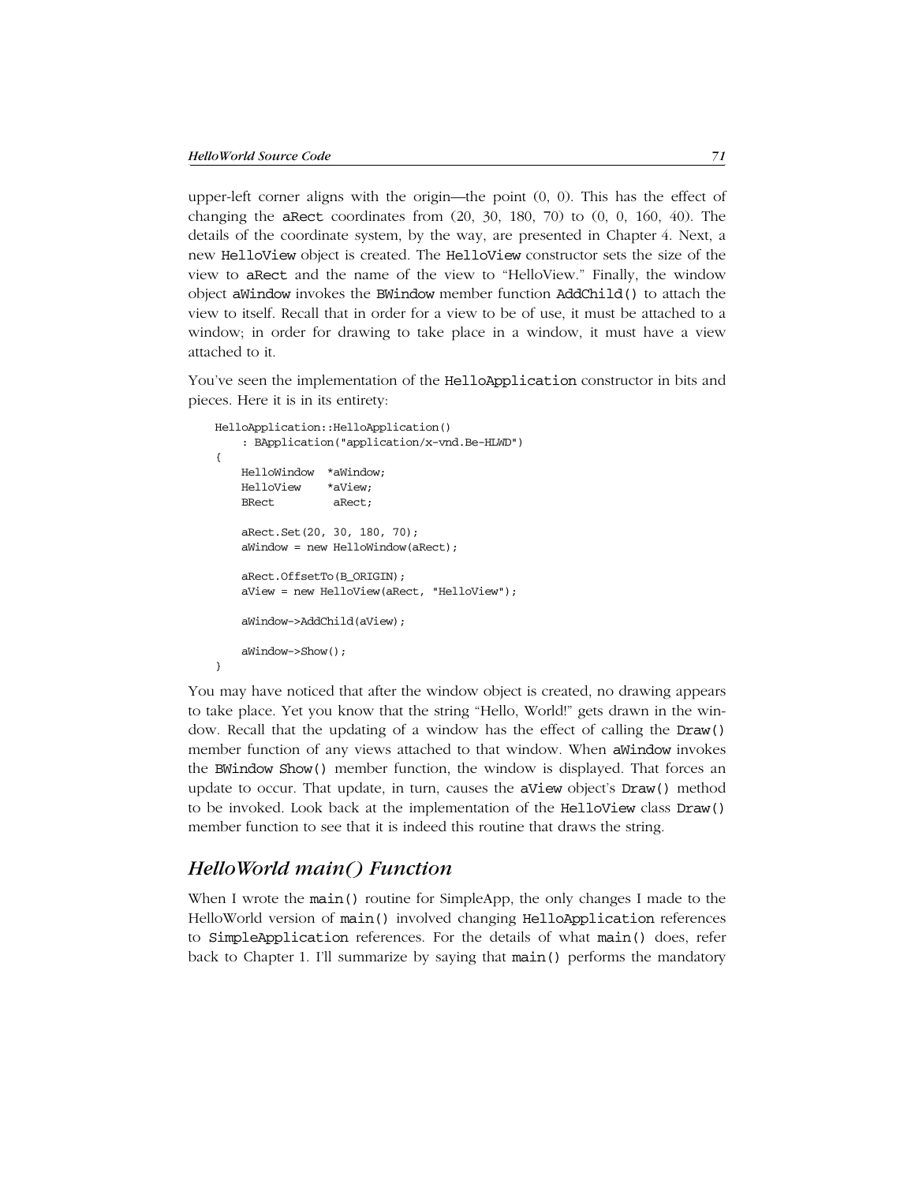upper-left corner aligns with the origin—the point (0, 0). This has the effect of changing the `aRect` coordinates from (20, 30, 180, 70) to (0, 0, 160, 40). The details of the coordinate system, by the way, are presented in Chapter 4. Next, a new `HelloView` object is created. The `HelloView` constructor sets the size of the view to `aRect` and the name of the view to "HelloView." Finally, the window object `aWindow` invokes the `BWindow` member function `AddChild()` to attach the view to itself. Recall that in order for a view to be of use, it must be attached to a window; in order for drawing to take place in a window, it must have a view attached to it.

You've seen the implementation of the `HelloApplication` constructor in bits and pieces. Here it is in its entirety:

```
HelloApplication::HelloApplication()
    : BApplication("application/x-vnd.Be-HLWD")
{
    HelloWindow  *aWindow;
    HelloView    *aView;
    BRect         aRect;

    aRect.Set(20, 30, 180, 70);
    aWindow = new HelloWindow(aRect);

    aRect.OffsetTo(B_ORIGIN);
    aView = new HelloView(aRect, "HelloView");

    aWindow->AddChild(aView);

    aWindow->Show();
}
```

You may have noticed that after the window object is created, no drawing appears to take place. Yet you know that the string "Hello, World!" gets drawn in the window. Recall that the updating of a window has the effect of calling the `Draw()` member function of any views attached to that window. When `aWindow` invokes the `BWindow` `Show()` member function, the window is displayed. That forces an update to occur. That update, in turn, causes the `aView` object's `Draw()` method to be invoked. Look back at the implementation of the `HelloView` class `Draw()` member function to see that it is indeed this routine that draws the string.

## *HelloWorld main() Function*

When I wrote the `main()` routine for SimpleApp, the only changes I made to the HelloWorld version of `main()` involved changing `HelloApplication` references to `SimpleApplication` references. For the details of what `main()` does, refer back to Chapter 1. I'll summarize by saying that `main()` performs the mandatory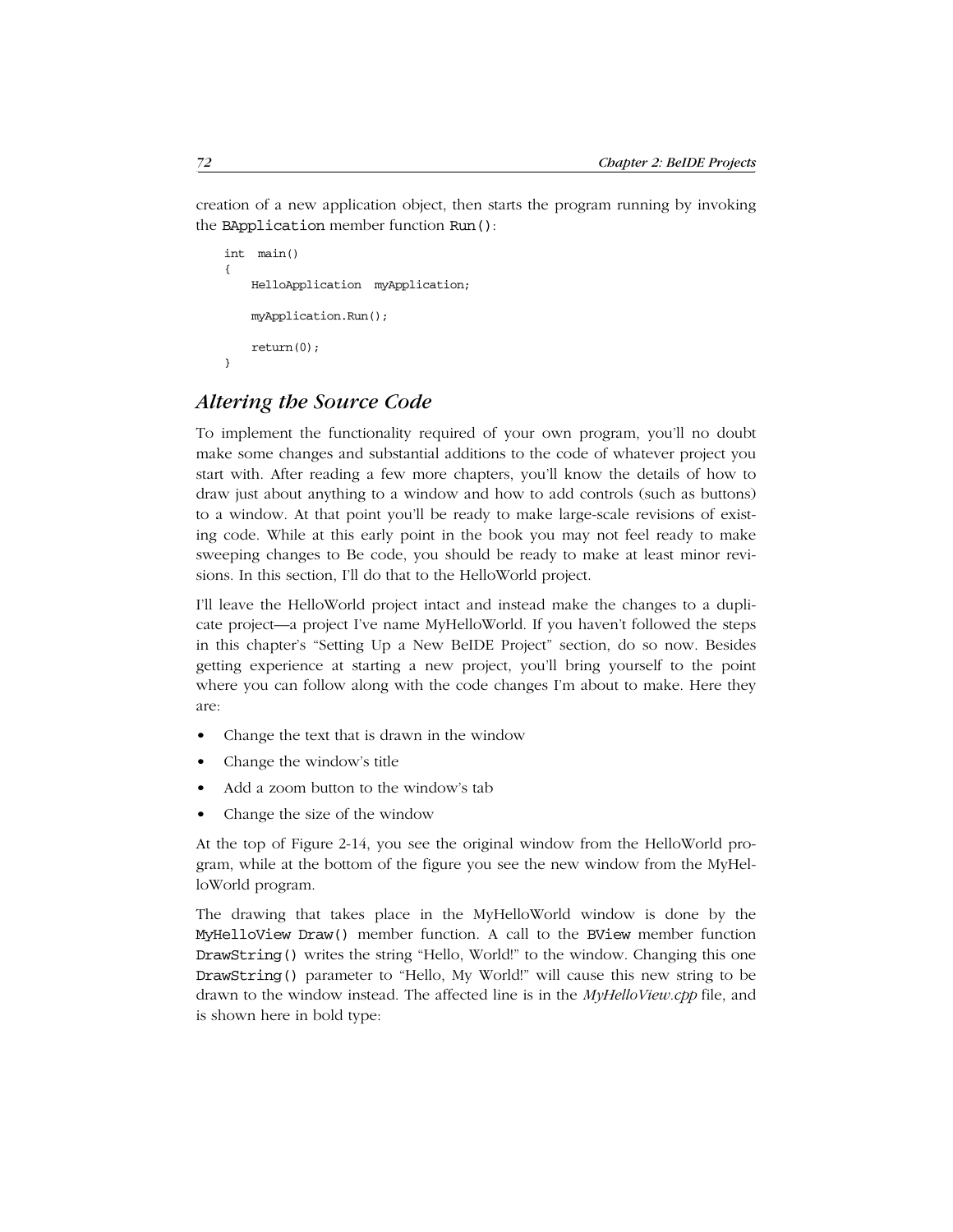creation of a new application object, then starts the program running by invoking the BApplication member function Run():

```
int  main()
{
    HelloApplication  myApplication;

    myApplication.Run();

    return(0);
}
```

## *Altering the Source Code*

To implement the functionality required of your own program, you'll no doubt make some changes and substantial additions to the code of whatever project you start with. After reading a few more chapters, you'll know the details of how to draw just about anything to a window and how to add controls (such as buttons) to a window. At that point you'll be ready to make large-scale revisions of existing code. While at this early point in the book you may not feel ready to make sweeping changes to Be code, you should be ready to make at least minor revisions. In this section, I'll do that to the HelloWorld project.

I'll leave the HelloWorld project intact and instead make the changes to a duplicate project—a project I've name MyHelloWorld. If you haven't followed the steps in this chapter's "Setting Up a New BeIDE Project" section, do so now. Besides getting experience at starting a new project, you'll bring yourself to the point where you can follow along with the code changes I'm about to make. Here they are:

- Change the text that is drawn in the window
- Change the window's title
- Add a zoom button to the window's tab
- Change the size of the window

At the top of Figure 2-14, you see the original window from the HelloWorld program, while at the bottom of the figure you see the new window from the MyHelloWorld program.

The drawing that takes place in the MyHelloWorld window is done by the MyHelloView Draw() member function. A call to the BView member function DrawString() writes the string "Hello, World!" to the window. Changing this one DrawString() parameter to "Hello, My World!" will cause this new string to be drawn to the window instead. The affected line is in the *MyHelloView.cpp* file, and is shown here in bold type: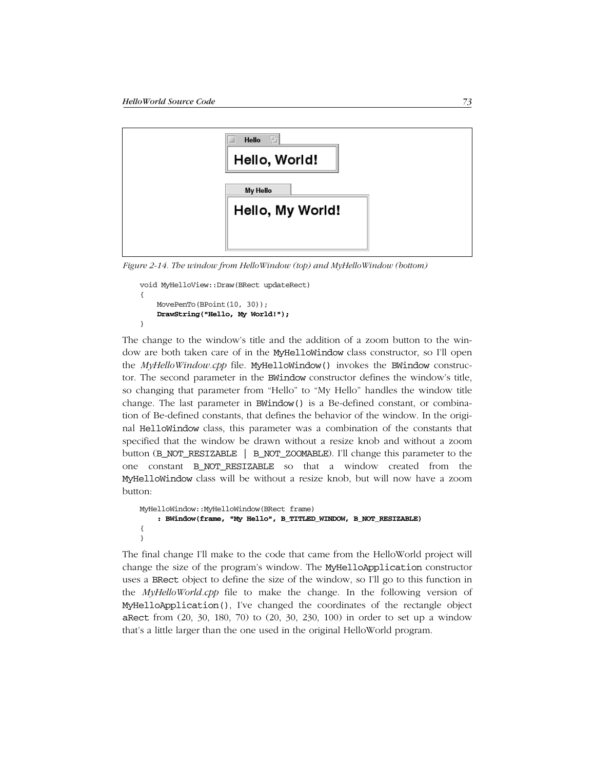Figure 2-14. The window from HelloWindow (top) and MyHelloWindow (bottom)

```
void MyHelloView::Draw(BRect updateRect)
{
    MovePenTo(BPoint(10, 30));
    DrawString("Hello, My World!");
}
```

The change to the window's title and the addition of a zoom button to the window are both taken care of in the MyHelloWindow class constructor, so I'll open the *MyHelloWindow.cpp* file. MyHelloWindow() invokes the BWindow constructor. The second parameter in the BWindow constructor defines the window's title, so changing that parameter from "Hello" to "My Hello" handles the window title change. The last parameter in BWindow() is a Be-defined constant, or combination of Be-defined constants, that defines the behavior of the window. In the original HelloWindow class, this parameter was a combination of the constants that specified that the window be drawn without a resize knob and without a zoom button (B_NOT_RESIZABLE | B_NOT_ZOOMABLE). I'll change this parameter to the one constant B_NOT_RESIZABLE so that a window created from the MyHelloWindow class will be without a resize knob, but will now have a zoom button:

```
MyHelloWindow::MyHelloWindow(BRect frame)
    : BWindow(frame, "My Hello", B_TITLED_WINDOW, B_NOT_RESIZABLE)
{
}
```

The final change I'll make to the code that came from the HelloWorld project will change the size of the program's window. The MyHelloApplication constructor uses a BRect object to define the size of the window, so I'll go to this function in the *MyHelloWorld.cpp* file to make the change. In the following version of MyHelloApplication(), I've changed the coordinates of the rectangle object aRect from (20, 30, 180, 70) to (20, 30, 230, 100) in order to set up a window that's a little larger than the one used in the original HelloWorld program.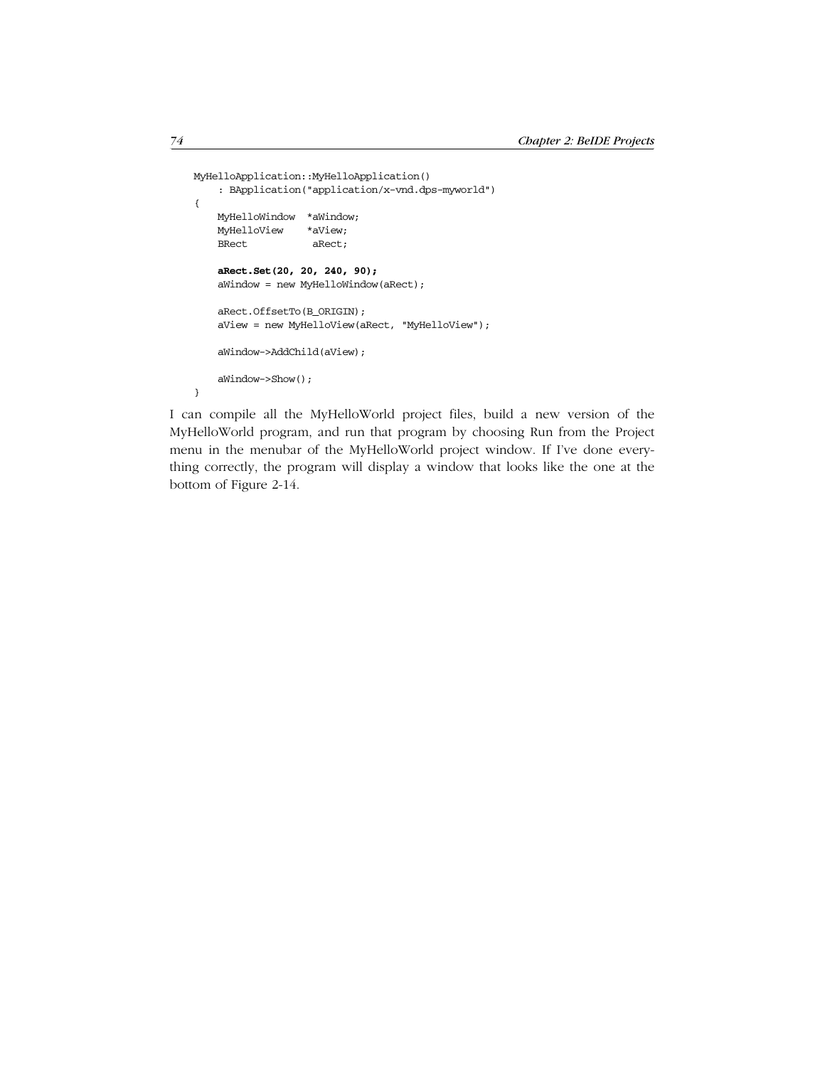```
MyHelloApplication::MyHelloApplication()
    : BApplication("application/x-vnd.dps-myworld")
{
    MyHelloWindow  *aWindow;
    MyHelloView    *aView;
    BRect           aRect;

    aRect.Set(20, 20, 240, 90);
    aWindow = new MyHelloWindow(aRect);

    aRect.OffsetTo(B_ORIGIN);
    aView = new MyHelloView(aRect, "MyHelloView");

    aWindow->AddChild(aView);

    aWindow->Show();
}
```

I can compile all the MyHelloWorld project files, build a new version of the MyHelloWorld program, and run that program by choosing Run from the Project menu in the menubar of the MyHelloWorld project window. If I've done everything correctly, the program will display a window that looks like the one at the bottom of Figure 2-14.